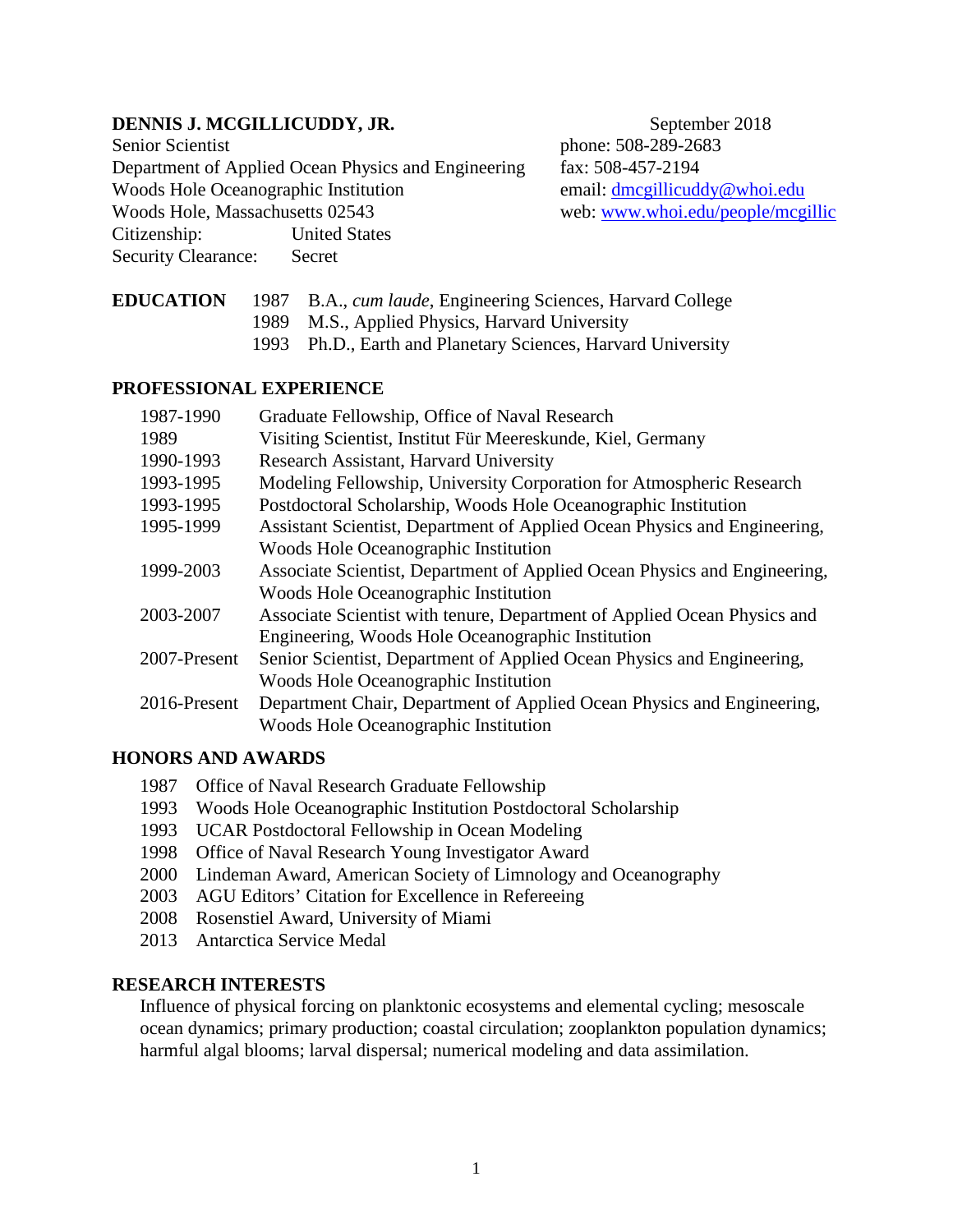**DENNIS J. MCGILLICUDDY, JR.**

September 2018

Senior Scientist
Department of Applied Ocean Physics and Engineering
Woods Hole Oceanographic Institution
Woods Hole, Massachusetts 02543
Citizenship: United States
Security Clearance: Secret

phone: 508-289-2683
fax: 508-457-2194
email: [dmcgillicuddy@whoi.edu](mailto:dmcgillicuddy@whoi.edu)
web: [www.whoi.edu/people/mcgillic](http://www.whoi.edu/people/mcgillic)

## EDUCATION

| | |
|---|---|
| 1987 | B.A., *cum laude*, Engineering Sciences, Harvard College |
| 1989 | M.S., Applied Physics, Harvard University |
| 1993 | Ph.D., Earth and Planetary Sciences, Harvard University |

## PROFESSIONAL EXPERIENCE

| | |
|---|---|
| 1987-1990 | Graduate Fellowship, Office of Naval Research |
| 1989 | Visiting Scientist, Institut Für Meereskunde, Kiel, Germany |
| 1990-1993 | Research Assistant, Harvard University |
| 1993-1995 | Modeling Fellowship, University Corporation for Atmospheric Research |
| 1993-1995 | Postdoctoral Scholarship, Woods Hole Oceanographic Institution |
| 1995-1999 | Assistant Scientist, Department of Applied Ocean Physics and Engineering, Woods Hole Oceanographic Institution |
| 1999-2003 | Associate Scientist, Department of Applied Ocean Physics and Engineering, Woods Hole Oceanographic Institution |
| 2003-2007 | Associate Scientist with tenure, Department of Applied Ocean Physics and Engineering, Woods Hole Oceanographic Institution |
| 2007-Present | Senior Scientist, Department of Applied Ocean Physics and Engineering, Woods Hole Oceanographic Institution |
| 2016-Present | Department Chair, Department of Applied Ocean Physics and Engineering, Woods Hole Oceanographic Institution |

## HONORS AND AWARDS

| | |
|---|---|
| 1987 | Office of Naval Research Graduate Fellowship |
| 1993 | Woods Hole Oceanographic Institution Postdoctoral Scholarship |
| 1993 | UCAR Postdoctoral Fellowship in Ocean Modeling |
| 1998 | Office of Naval Research Young Investigator Award |
| 2000 | Lindeman Award, American Society of Limnology and Oceanography |
| 2003 | AGU Editors' Citation for Excellence in Refereeing |
| 2008 | Rosenstiel Award, University of Miami |
| 2013 | Antarctica Service Medal |

## RESEARCH INTERESTS

Influence of physical forcing on planktonic ecosystems and elemental cycling; mesoscale ocean dynamics; primary production; coastal circulation; zooplankton population dynamics; harmful algal blooms; larval dispersal; numerical modeling and data assimilation.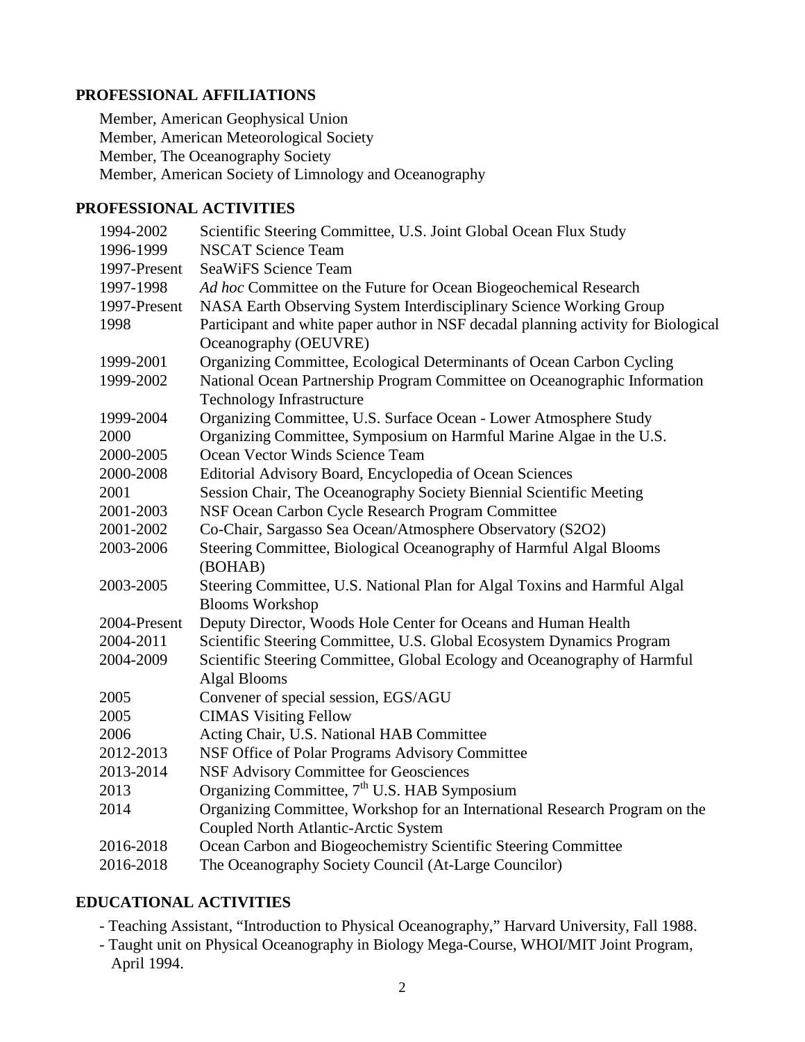## PROFESSIONAL AFFILIATIONS

Member, American Geophysical Union
Member, American Meteorological Society
Member, The Oceanography Society
Member, American Society of Limnology and Oceanography

## PROFESSIONAL ACTIVITIES

| | |
|---|---|
| 1994-2002 | Scientific Steering Committee, U.S. Joint Global Ocean Flux Study |
| 1996-1999 | NSCAT Science Team |
| 1997-Present | SeaWiFS Science Team |
| 1997-1998 | *Ad hoc* Committee on the Future for Ocean Biogeochemical Research |
| 1997-Present | NASA Earth Observing System Interdisciplinary Science Working Group |
| 1998 | Participant and white paper author in NSF decadal planning activity for Biological Oceanography (OEUVRE) |
| 1999-2001 | Organizing Committee, Ecological Determinants of Ocean Carbon Cycling |
| 1999-2002 | National Ocean Partnership Program Committee on Oceanographic Information Technology Infrastructure |
| 1999-2004 | Organizing Committee, U.S. Surface Ocean - Lower Atmosphere Study |
| 2000 | Organizing Committee, Symposium on Harmful Marine Algae in the U.S. |
| 2000-2005 | Ocean Vector Winds Science Team |
| 2000-2008 | Editorial Advisory Board, Encyclopedia of Ocean Sciences |
| 2001 | Session Chair, The Oceanography Society Biennial Scientific Meeting |
| 2001-2003 | NSF Ocean Carbon Cycle Research Program Committee |
| 2001-2002 | Co-Chair, Sargasso Sea Ocean/Atmosphere Observatory (S2O2) |
| 2003-2006 | Steering Committee, Biological Oceanography of Harmful Algal Blooms (BOHAB) |
| 2003-2005 | Steering Committee, U.S. National Plan for Algal Toxins and Harmful Algal Blooms Workshop |
| 2004-Present | Deputy Director, Woods Hole Center for Oceans and Human Health |
| 2004-2011 | Scientific Steering Committee, U.S. Global Ecosystem Dynamics Program |
| 2004-2009 | Scientific Steering Committee, Global Ecology and Oceanography of Harmful Algal Blooms |
| 2005 | Convener of special session, EGS/AGU |
| 2005 | CIMAS Visiting Fellow |
| 2006 | Acting Chair, U.S. National HAB Committee |
| 2012-2013 | NSF Office of Polar Programs Advisory Committee |
| 2013-2014 | NSF Advisory Committee for Geosciences |
| 2013 | Organizing Committee, 7th U.S. HAB Symposium |
| 2014 | Organizing Committee, Workshop for an International Research Program on the Coupled North Atlantic-Arctic System |
| 2016-2018 | Ocean Carbon and Biogeochemistry Scientific Steering Committee |
| 2016-2018 | The Oceanography Society Council (At-Large Councilor) |

## EDUCATIONAL ACTIVITIES

- Teaching Assistant, "Introduction to Physical Oceanography," Harvard University, Fall 1988.
- Taught unit on Physical Oceanography in Biology Mega-Course, WHOI/MIT Joint Program, April 1994.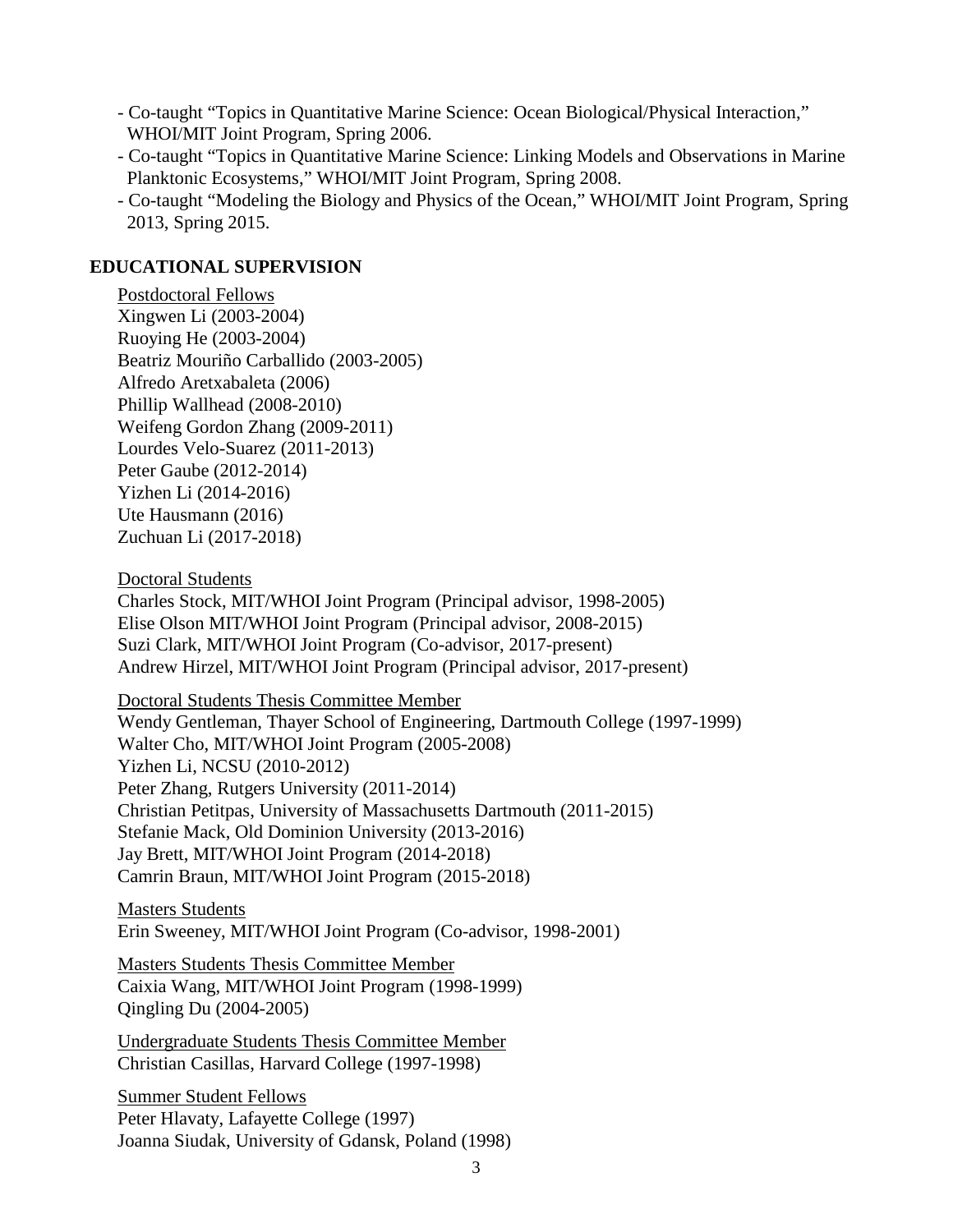- Co-taught "Topics in Quantitative Marine Science: Ocean Biological/Physical Interaction," WHOI/MIT Joint Program, Spring 2006.
- Co-taught "Topics in Quantitative Marine Science: Linking Models and Observations in Marine Planktonic Ecosystems," WHOI/MIT Joint Program, Spring 2008.
- Co-taught "Modeling the Biology and Physics of the Ocean," WHOI/MIT Joint Program, Spring 2013, Spring 2015.

## EDUCATIONAL SUPERVISION

<u>Postdoctoral Fellows</u>

Xingwen Li (2003-2004)
Ruoying He (2003-2004)
Beatriz Mouriño Carballido (2003-2005)
Alfredo Aretxabaleta (2006)
Phillip Wallhead (2008-2010)
Weifeng Gordon Zhang (2009-2011)
Lourdes Velo-Suarez (2011-2013)
Peter Gaube (2012-2014)
Yizhen Li (2014-2016)
Ute Hausmann (2016)
Zuchuan Li (2017-2018)

<u>Doctoral Students</u>

Charles Stock, MIT/WHOI Joint Program (Principal advisor, 1998-2005)
Elise Olson MIT/WHOI Joint Program (Principal advisor, 2008-2015)
Suzi Clark, MIT/WHOI Joint Program (Co-advisor, 2017-present)
Andrew Hirzel, MIT/WHOI Joint Program (Principal advisor, 2017-present)

<u>Doctoral Students Thesis Committee Member</u>

Wendy Gentleman, Thayer School of Engineering, Dartmouth College (1997-1999)
Walter Cho, MIT/WHOI Joint Program (2005-2008)
Yizhen Li, NCSU (2010-2012)
Peter Zhang, Rutgers University (2011-2014)
Christian Petitpas, University of Massachusetts Dartmouth (2011-2015)
Stefanie Mack, Old Dominion University (2013-2016)
Jay Brett, MIT/WHOI Joint Program (2014-2018)
Camrin Braun, MIT/WHOI Joint Program (2015-2018)

<u>Masters Students</u>

Erin Sweeney, MIT/WHOI Joint Program (Co-advisor, 1998-2001)

<u>Masters Students Thesis Committee Member</u>

Caixia Wang, MIT/WHOI Joint Program (1998-1999)
Qingling Du (2004-2005)

<u>Undergraduate Students Thesis Committee Member</u>

Christian Casillas, Harvard College (1997-1998)

<u>Summer Student Fellows</u>

Peter Hlavaty, Lafayette College (1997)
Joanna Siudak, University of Gdansk, Poland (1998)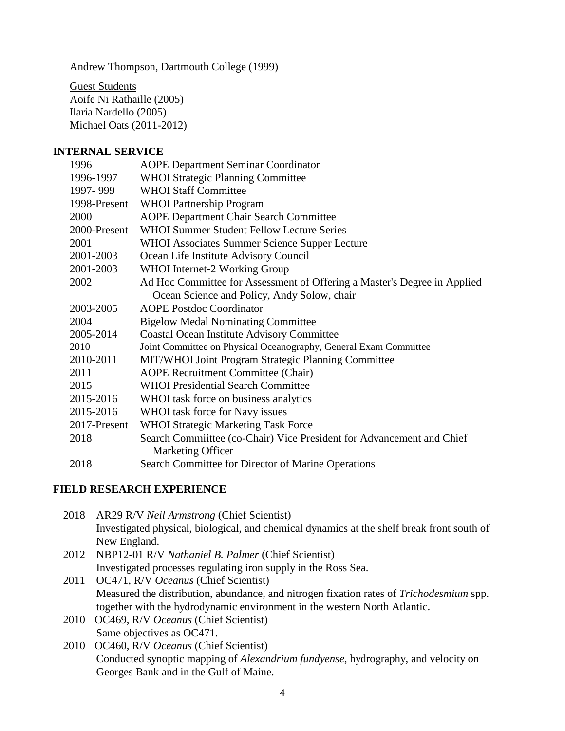Andrew Thompson, Dartmouth College (1999)

Guest Students
Aoife Ni Rathaille (2005)
Ilaria Nardello (2005)
Michael Oats (2011-2012)

## INTERNAL SERVICE

| | |
|---|---|
| 1996 | AOPE Department Seminar Coordinator |
| 1996-1997 | WHOI Strategic Planning Committee |
| 1997- 999 | WHOI Staff Committee |
| 1998-Present | WHOI Partnership Program |
| 2000 | AOPE Department Chair Search Committee |
| 2000-Present | WHOI Summer Student Fellow Lecture Series |
| 2001 | WHOI Associates Summer Science Supper Lecture |
| 2001-2003 | Ocean Life Institute Advisory Council |
| 2001-2003 | WHOI Internet-2 Working Group |
| 2002 | Ad Hoc Committee for Assessment of Offering a Master's Degree in Applied Ocean Science and Policy, Andy Solow, chair |
| 2003-2005 | AOPE Postdoc Coordinator |
| 2004 | Bigelow Medal Nominating Committee |
| 2005-2014 | Coastal Ocean Institute Advisory Committee |
| 2010 | Joint Committee on Physical Oceanography, General Exam Committee |
| 2010-2011 | MIT/WHOI Joint Program Strategic Planning Committee |
| 2011 | AOPE Recruitment Committee (Chair) |
| 2015 | WHOI Presidential Search Committee |
| 2015-2016 | WHOI task force on business analytics |
| 2015-2016 | WHOI task force for Navy issues |
| 2017-Present | WHOI Strategic Marketing Task Force |
| 2018 | Search Commiittee (co-Chair) Vice President for Advancement and Chief Marketing Officer |
| 2018 | Search Committee for Director of Marine Operations |

## FIELD RESEARCH EXPERIENCE

2018 AR29 R/V *Neil Armstrong* (Chief Scientist)
Investigated physical, biological, and chemical dynamics at the shelf break front south of New England.

2012 NBP12-01 R/V *Nathaniel B. Palmer* (Chief Scientist)
Investigated processes regulating iron supply in the Ross Sea.

2011 OC471, R/V *Oceanus* (Chief Scientist)
Measured the distribution, abundance, and nitrogen fixation rates of *Trichodesmium* spp. together with the hydrodynamic environment in the western North Atlantic.

2010 OC469, R/V *Oceanus* (Chief Scientist)
Same objectives as OC471.

2010 OC460, R/V *Oceanus* (Chief Scientist)
Conducted synoptic mapping of *Alexandrium fundyense*, hydrography, and velocity on Georges Bank and in the Gulf of Maine.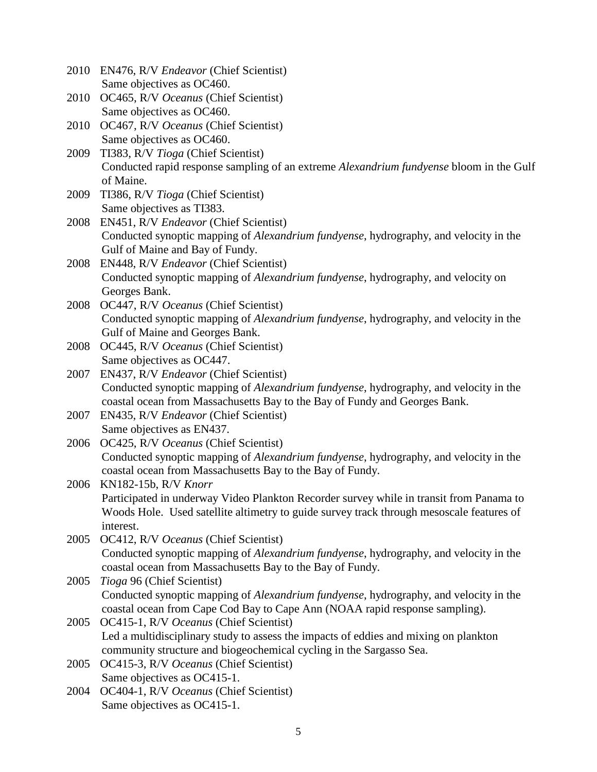2010 EN476, R/V *Endeavor* (Chief Scientist)
Same objectives as OC460.

2010 OC465, R/V *Oceanus* (Chief Scientist)
Same objectives as OC460.

2010 OC467, R/V *Oceanus* (Chief Scientist)
Same objectives as OC460.

2009 TI383, R/V *Tioga* (Chief Scientist)
Conducted rapid response sampling of an extreme *Alexandrium fundyense* bloom in the Gulf of Maine.

2009 TI386, R/V *Tioga* (Chief Scientist)
Same objectives as TI383.

2008 EN451, R/V *Endeavor* (Chief Scientist)
Conducted synoptic mapping of *Alexandrium fundyense*, hydrography, and velocity in the Gulf of Maine and Bay of Fundy.

2008 EN448, R/V *Endeavor* (Chief Scientist)
Conducted synoptic mapping of *Alexandrium fundyense*, hydrography, and velocity on Georges Bank.

2008 OC447, R/V *Oceanus* (Chief Scientist)
Conducted synoptic mapping of *Alexandrium fundyense*, hydrography, and velocity in the Gulf of Maine and Georges Bank.

2008 OC445, R/V *Oceanus* (Chief Scientist)
Same objectives as OC447.

2007 EN437, R/V *Endeavor* (Chief Scientist)
Conducted synoptic mapping of *Alexandrium fundyense*, hydrography, and velocity in the coastal ocean from Massachusetts Bay to the Bay of Fundy and Georges Bank.

2007 EN435, R/V *Endeavor* (Chief Scientist)
Same objectives as EN437.

2006 OC425, R/V *Oceanus* (Chief Scientist)
Conducted synoptic mapping of *Alexandrium fundyense*, hydrography, and velocity in the coastal ocean from Massachusetts Bay to the Bay of Fundy.

2006 KN182-15b, R/V *Knorr*
Participated in underway Video Plankton Recorder survey while in transit from Panama to Woods Hole. Used satellite altimetry to guide survey track through mesoscale features of interest.

2005 OC412, R/V *Oceanus* (Chief Scientist)
Conducted synoptic mapping of *Alexandrium fundyense*, hydrography, and velocity in the coastal ocean from Massachusetts Bay to the Bay of Fundy.

2005 *Tioga* 96 (Chief Scientist)
Conducted synoptic mapping of *Alexandrium fundyense*, hydrography, and velocity in the coastal ocean from Cape Cod Bay to Cape Ann (NOAA rapid response sampling).

2005 OC415-1, R/V *Oceanus* (Chief Scientist)
Led a multidisciplinary study to assess the impacts of eddies and mixing on plankton community structure and biogeochemical cycling in the Sargasso Sea.

2005 OC415-3, R/V *Oceanus* (Chief Scientist)
Same objectives as OC415-1.

2004 OC404-1, R/V *Oceanus* (Chief Scientist)
Same objectives as OC415-1.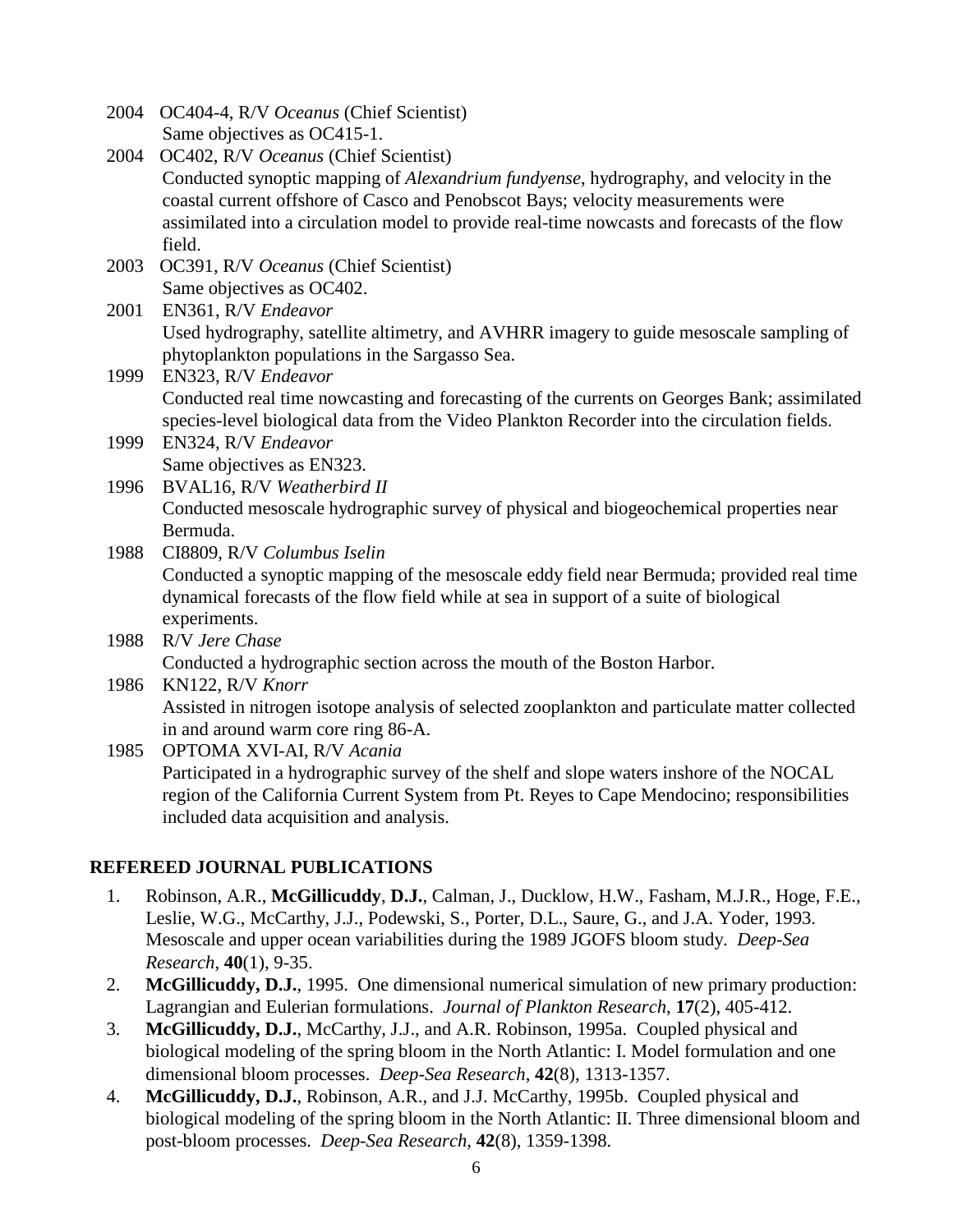2004 OC404-4, R/V *Oceanus* (Chief Scientist)
Same objectives as OC415-1.

2004 OC402, R/V *Oceanus* (Chief Scientist)
Conducted synoptic mapping of *Alexandrium fundyense*, hydrography, and velocity in the coastal current offshore of Casco and Penobscot Bays; velocity measurements were assimilated into a circulation model to provide real-time nowcasts and forecasts of the flow field.

2003 OC391, R/V *Oceanus* (Chief Scientist)
Same objectives as OC402.

2001 EN361, R/V *Endeavor*
Used hydrography, satellite altimetry, and AVHRR imagery to guide mesoscale sampling of phytoplankton populations in the Sargasso Sea.

1999 EN323, R/V *Endeavor*
Conducted real time nowcasting and forecasting of the currents on Georges Bank; assimilated species-level biological data from the Video Plankton Recorder into the circulation fields.

1999 EN324, R/V *Endeavor*
Same objectives as EN323.

1996 BVAL16, R/V *Weatherbird II*
Conducted mesoscale hydrographic survey of physical and biogeochemical properties near Bermuda.

1988 CI8809, R/V *Columbus Iselin*
Conducted a synoptic mapping of the mesoscale eddy field near Bermuda; provided real time dynamical forecasts of the flow field while at sea in support of a suite of biological experiments.

1988 R/V *Jere Chase*
Conducted a hydrographic section across the mouth of the Boston Harbor.

1986 KN122, R/V *Knorr*
Assisted in nitrogen isotope analysis of selected zooplankton and particulate matter collected in and around warm core ring 86-A.

1985 OPTOMA XVI-AI, R/V *Acania*
Participated in a hydrographic survey of the shelf and slope waters inshore of the NOCAL region of the California Current System from Pt. Reyes to Cape Mendocino; responsibilities included data acquisition and analysis.

## REFEREED JOURNAL PUBLICATIONS

1. Robinson, A.R., **McGillicuddy**, **D.J.**, Calman, J., Ducklow, H.W., Fasham, M.J.R., Hoge, F.E., Leslie, W.G., McCarthy, J.J., Podewski, S., Porter, D.L., Saure, G., and J.A. Yoder, 1993. Mesoscale and upper ocean variabilities during the 1989 JGOFS bloom study. *Deep-Sea Research*, **40**(1), 9-35.
2. **McGillicuddy, D.J.**, 1995. One dimensional numerical simulation of new primary production: Lagrangian and Eulerian formulations. *Journal of Plankton Research*, **17**(2), 405-412.
3. **McGillicuddy, D.J.**, McCarthy, J.J., and A.R. Robinson, 1995a. Coupled physical and biological modeling of the spring bloom in the North Atlantic: I. Model formulation and one dimensional bloom processes. *Deep-Sea Research*, **42**(8), 1313-1357.
4. **McGillicuddy, D.J.**, Robinson, A.R., and J.J. McCarthy, 1995b. Coupled physical and biological modeling of the spring bloom in the North Atlantic: II. Three dimensional bloom and post-bloom processes. *Deep-Sea Research*, **42**(8), 1359-1398.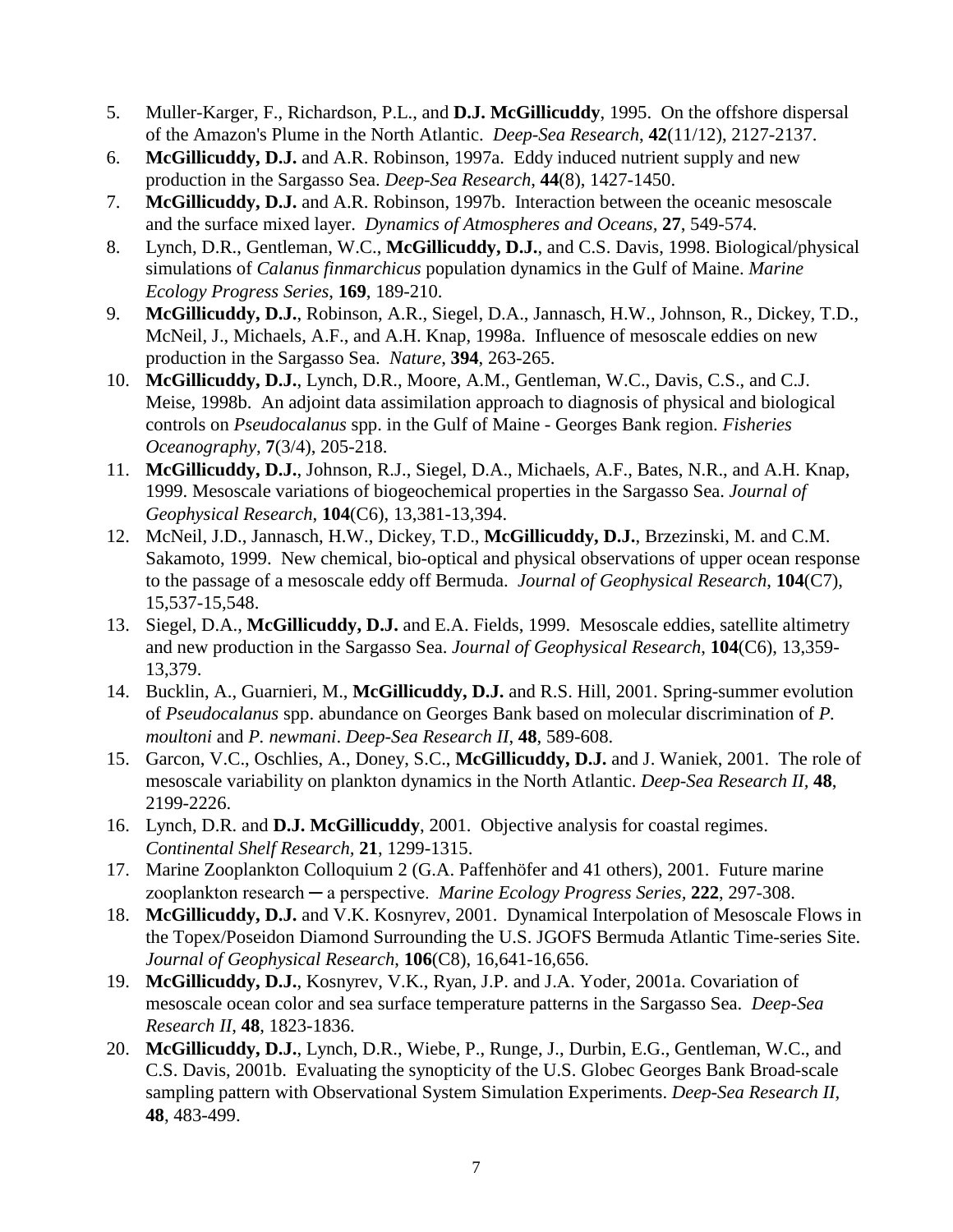5. Muller-Karger, F., Richardson, P.L., and **D.J. McGillicuddy**, 1995. On the offshore dispersal of the Amazon's Plume in the North Atlantic. *Deep-Sea Research*, **42**(11/12), 2127-2137.
6. **McGillicuddy, D.J.** and A.R. Robinson, 1997a. Eddy induced nutrient supply and new production in the Sargasso Sea. *Deep-Sea Research*, **44**(8), 1427-1450.
7. **McGillicuddy, D.J.** and A.R. Robinson, 1997b. Interaction between the oceanic mesoscale and the surface mixed layer. *Dynamics of Atmospheres and Oceans*, **27**, 549-574.
8. Lynch, D.R., Gentleman, W.C., **McGillicuddy, D.J.**, and C.S. Davis, 1998. Biological/physical simulations of *Calanus finmarchicus* population dynamics in the Gulf of Maine. *Marine Ecology Progress Series*, **169**, 189-210.
9. **McGillicuddy, D.J.**, Robinson, A.R., Siegel, D.A., Jannasch, H.W., Johnson, R., Dickey, T.D., McNeil, J., Michaels, A.F., and A.H. Knap, 1998a. Influence of mesoscale eddies on new production in the Sargasso Sea. *Nature*, **394**, 263-265.
10. **McGillicuddy, D.J.**, Lynch, D.R., Moore, A.M., Gentleman, W.C., Davis, C.S., and C.J. Meise, 1998b. An adjoint data assimilation approach to diagnosis of physical and biological controls on *Pseudocalanus* spp. in the Gulf of Maine - Georges Bank region. *Fisheries Oceanography*, **7**(3/4), 205-218.
11. **McGillicuddy, D.J.**, Johnson, R.J., Siegel, D.A., Michaels, A.F., Bates, N.R., and A.H. Knap, 1999. Mesoscale variations of biogeochemical properties in the Sargasso Sea. *Journal of Geophysical Research*, **104**(C6), 13,381-13,394.
12. McNeil, J.D., Jannasch, H.W., Dickey, T.D., **McGillicuddy, D.J.**, Brzezinski, M. and C.M. Sakamoto, 1999. New chemical, bio-optical and physical observations of upper ocean response to the passage of a mesoscale eddy off Bermuda. *Journal of Geophysical Research*, **104**(C7), 15,537-15,548.
13. Siegel, D.A., **McGillicuddy, D.J.** and E.A. Fields, 1999. Mesoscale eddies, satellite altimetry and new production in the Sargasso Sea. *Journal of Geophysical Research*, **104**(C6), 13,359-13,379.
14. Bucklin, A., Guarnieri, M., **McGillicuddy, D.J.** and R.S. Hill, 2001. Spring-summer evolution of *Pseudocalanus* spp. abundance on Georges Bank based on molecular discrimination of *P. moultoni* and *P. newmani*. *Deep-Sea Research II*, **48**, 589-608.
15. Garcon, V.C., Oschlies, A., Doney, S.C., **McGillicuddy, D.J.** and J. Waniek, 2001. The role of mesoscale variability on plankton dynamics in the North Atlantic. *Deep-Sea Research II*, **48**, 2199-2226.
16. Lynch, D.R. and **D.J. McGillicuddy**, 2001. Objective analysis for coastal regimes. *Continental Shelf Research*, **21**, 1299-1315.
17. Marine Zooplankton Colloquium 2 (G.A. Paffenhöfer and 41 others), 2001. Future marine zooplankton research ─ a perspective. *Marine Ecology Progress Series*, **222**, 297-308.
18. **McGillicuddy, D.J.** and V.K. Kosnyrev, 2001. Dynamical Interpolation of Mesoscale Flows in the Topex/Poseidon Diamond Surrounding the U.S. JGOFS Bermuda Atlantic Time-series Site. *Journal of Geophysical Research*, **106**(C8), 16,641-16,656.
19. **McGillicuddy, D.J.**, Kosnyrev, V.K., Ryan, J.P. and J.A. Yoder, 2001a. Covariation of mesoscale ocean color and sea surface temperature patterns in the Sargasso Sea. *Deep-Sea Research II*, **48**, 1823-1836.
20. **McGillicuddy, D.J.**, Lynch, D.R., Wiebe, P., Runge, J., Durbin, E.G., Gentleman, W.C., and C.S. Davis, 2001b. Evaluating the synopticity of the U.S. Globec Georges Bank Broad-scale sampling pattern with Observational System Simulation Experiments. *Deep-Sea Research II*, **48**, 483-499.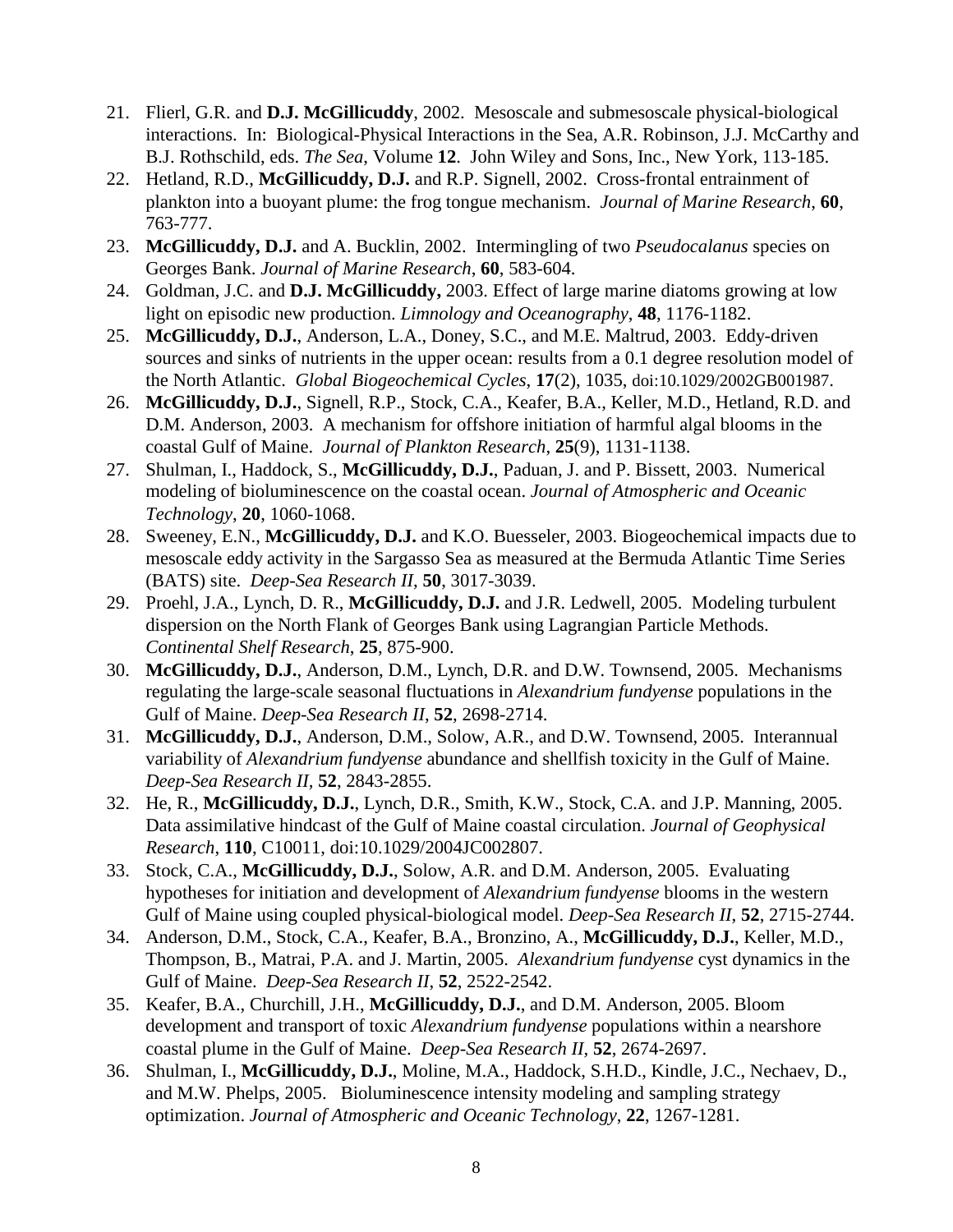21. Flierl, G.R. and **D.J. McGillicuddy**, 2002. Mesoscale and submesoscale physical-biological interactions. In: Biological-Physical Interactions in the Sea, A.R. Robinson, J.J. McCarthy and B.J. Rothschild, eds. *The Sea*, Volume **12**. John Wiley and Sons, Inc., New York, 113-185.
22. Hetland, R.D., **McGillicuddy, D.J.** and R.P. Signell, 2002. Cross-frontal entrainment of plankton into a buoyant plume: the frog tongue mechanism. *Journal of Marine Research*, **60**, 763-777.
23. **McGillicuddy, D.J.** and A. Bucklin, 2002. Intermingling of two *Pseudocalanus* species on Georges Bank. *Journal of Marine Research*, **60**, 583-604.
24. Goldman, J.C. and **D.J. McGillicuddy,** 2003. Effect of large marine diatoms growing at low light on episodic new production. *Limnology and Oceanography*, **48**, 1176-1182.
25. **McGillicuddy, D.J.**, Anderson, L.A., Doney, S.C., and M.E. Maltrud, 2003. Eddy-driven sources and sinks of nutrients in the upper ocean: results from a 0.1 degree resolution model of the North Atlantic. *Global Biogeochemical Cycles*, **17**(2), 1035, doi:10.1029/2002GB001987.
26. **McGillicuddy, D.J.**, Signell, R.P., Stock, C.A., Keafer, B.A., Keller, M.D., Hetland, R.D. and D.M. Anderson, 2003. A mechanism for offshore initiation of harmful algal blooms in the coastal Gulf of Maine. *Journal of Plankton Research*, **25**(9), 1131-1138.
27. Shulman, I., Haddock, S., **McGillicuddy, D.J.**, Paduan, J. and P. Bissett, 2003. Numerical modeling of bioluminescence on the coastal ocean. *Journal of Atmospheric and Oceanic Technology*, **20**, 1060-1068.
28. Sweeney, E.N., **McGillicuddy, D.J.** and K.O. Buesseler, 2003. Biogeochemical impacts due to mesoscale eddy activity in the Sargasso Sea as measured at the Bermuda Atlantic Time Series (BATS) site. *Deep-Sea Research II*, **50**, 3017-3039.
29. Proehl, J.A., Lynch, D. R., **McGillicuddy, D.J.** and J.R. Ledwell, 2005. Modeling turbulent dispersion on the North Flank of Georges Bank using Lagrangian Particle Methods. *Continental Shelf Research*, **25**, 875-900.
30. **McGillicuddy, D.J.**, Anderson, D.M., Lynch, D.R. and D.W. Townsend, 2005. Mechanisms regulating the large-scale seasonal fluctuations in *Alexandrium fundyense* populations in the Gulf of Maine. *Deep-Sea Research II*, **52**, 2698-2714.
31. **McGillicuddy, D.J.**, Anderson, D.M., Solow, A.R., and D.W. Townsend, 2005. Interannual variability of *Alexandrium fundyense* abundance and shellfish toxicity in the Gulf of Maine. *Deep-Sea Research II*, **52**, 2843-2855.
32. He, R., **McGillicuddy, D.J.**, Lynch, D.R., Smith, K.W., Stock, C.A. and J.P. Manning, 2005. Data assimilative hindcast of the Gulf of Maine coastal circulation. *Journal of Geophysical Research*, **110**, C10011, doi:10.1029/2004JC002807.
33. Stock, C.A., **McGillicuddy, D.J.**, Solow, A.R. and D.M. Anderson, 2005. Evaluating hypotheses for initiation and development of *Alexandrium fundyense* blooms in the western Gulf of Maine using coupled physical-biological model. *Deep-Sea Research II*, **52**, 2715-2744.
34. Anderson, D.M., Stock, C.A., Keafer, B.A., Bronzino, A., **McGillicuddy, D.J.**, Keller, M.D., Thompson, B., Matrai, P.A. and J. Martin, 2005. *Alexandrium fundyense* cyst dynamics in the Gulf of Maine. *Deep-Sea Research II*, **52**, 2522-2542.
35. Keafer, B.A., Churchill, J.H., **McGillicuddy, D.J.**, and D.M. Anderson, 2005. Bloom development and transport of toxic *Alexandrium fundyense* populations within a nearshore coastal plume in the Gulf of Maine. *Deep-Sea Research II*, **52**, 2674-2697.
36. Shulman, I., **McGillicuddy, D.J.**, Moline, M.A., Haddock, S.H.D., Kindle, J.C., Nechaev, D., and M.W. Phelps, 2005. Bioluminescence intensity modeling and sampling strategy optimization. *Journal of Atmospheric and Oceanic Technology*, **22**, 1267-1281.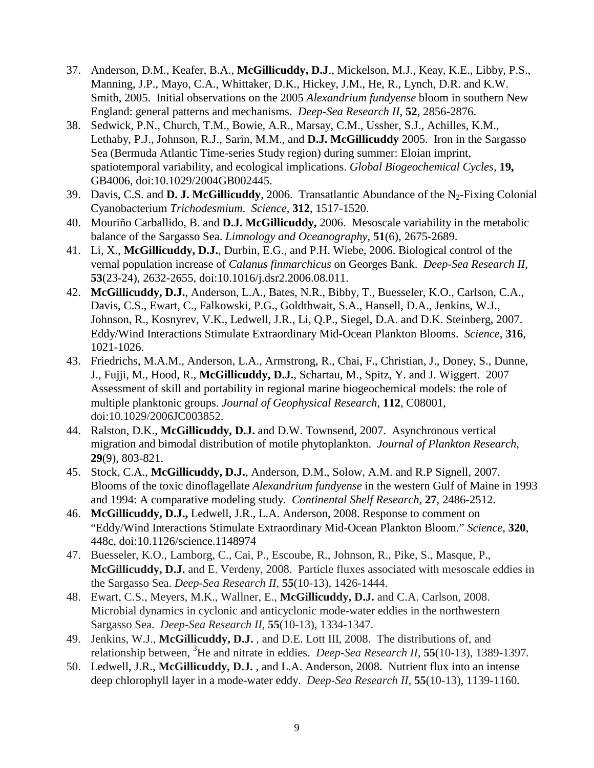37. Anderson, D.M., Keafer, B.A., **McGillicuddy, D.J**., Mickelson, M.J., Keay, K.E., Libby, P.S., Manning, J.P., Mayo, C.A., Whittaker, D.K., Hickey, J.M., He, R., Lynch, D.R. and K.W. Smith, 2005. Initial observations on the 2005 *Alexandrium fundyense* bloom in southern New England: general patterns and mechanisms. *Deep-Sea Research II*, **52**, 2856-2876.
38. Sedwick, P.N., Church, T.M., Bowie, A.R., Marsay, C.M., Ussher, S.J., Achilles, K.M., Lethaby, P.J., Johnson, R.J., Sarin, M.M., and **D.J. McGillicuddy** 2005. Iron in the Sargasso Sea (Bermuda Atlantic Time-series Study region) during summer: Eloian imprint, spatiotemporal variability, and ecological implications. *Global Biogeochemical Cycles,* **19,** GB4006, doi:10.1029/2004GB002445.
39. Davis, C.S. and **D. J. McGillicuddy**, 2006. Transatlantic Abundance of the $N_2$-Fixing Colonial Cyanobacterium *Trichodesmium*. *Science*, **312**, 1517-1520.
40. Mouriño Carballido, B. and **D.J. McGillicuddy,** 2006. Mesoscale variability in the metabolic balance of the Sargasso Sea. *Limnology and Oceanography*, **51**(6), 2675-2689.
41. Li, X., **McGillicuddy, D.J.**, Durbin, E.G., and P.H. Wiebe, 2006. Biological control of the vernal population increase of *Calanus finmarchicus* on Georges Bank. *Deep-Sea Research II*, **53**(23-24), 2632-2655, doi:10.1016/j.dsr2.2006.08.011.
42. **McGillicuddy, D.J.**, Anderson, L.A., Bates, N.R., Bibby, T., Buesseler, K.O., Carlson, C.A., Davis, C.S., Ewart, C., Falkowski, P.G., Goldthwait, S.A., Hansell, D.A., Jenkins, W.J., Johnson, R., Kosnyrev, V.K., Ledwell, J.R., Li, Q.P., Siegel, D.A. and D.K. Steinberg, 2007. Eddy/Wind Interactions Stimulate Extraordinary Mid-Ocean Plankton Blooms. *Science*, **316**, 1021-1026.
43. Friedrichs, M.A.M., Anderson, L.A., Armstrong, R., Chai, F., Christian, J., Doney, S., Dunne, J., Fujji, M., Hood, R., **McGillicuddy, D.J.**, Schartau, M., Spitz, Y. and J. Wiggert. 2007 Assessment of skill and portability in regional marine biogeochemical models: the role of multiple planktonic groups. *Journal of Geophysical Research*, **112**, C08001, doi:10.1029/2006JC003852.
44. Ralston, D.K., **McGillicuddy, D.J.** and D.W. Townsend, 2007. Asynchronous vertical migration and bimodal distribution of motile phytoplankton. *Journal of Plankton Research*, **29**(9), 803-821.
45. Stock, C.A., **McGillicuddy, D.J.**, Anderson, D.M., Solow, A.M. and R.P Signell, 2007. Blooms of the toxic dinoflagellate *Alexandrium fundyense* in the western Gulf of Maine in 1993 and 1994: A comparative modeling study. *Continental Shelf Research*, **27**, 2486-2512.
46. **McGillicuddy, D.J.,** Ledwell, J.R., L.A. Anderson, 2008. Response to comment on "Eddy/Wind Interactions Stimulate Extraordinary Mid-Ocean Plankton Bloom." *Science*, **320**, 448c, doi:10.1126/science.1148974
47. Buesseler, K.O., Lamborg, C., Cai, P., Escoube, R., Johnson, R., Pike, S., Masque, P., **McGillicuddy, D.J.** and E. Verdeny, 2008. Particle fluxes associated with mesoscale eddies in the Sargasso Sea. *Deep-Sea Research II*, **55**(10-13), 1426-1444.
48. Ewart, C.S., Meyers, M.K., Wallner, E., **McGillicuddy, D.J.** and C.A. Carlson, 2008. Microbial dynamics in cyclonic and anticyclonic mode-water eddies in the northwestern Sargasso Sea. *Deep-Sea Research II*, **55**(10-13), 1334-1347.
49. Jenkins, W.J., **McGillicuddy, D.J.** , and D.E. Lott III, 2008. The distributions of, and relationship between, $^{3}$He and nitrate in eddies. *Deep-Sea Research II*, **55**(10-13), 1389-1397.
50. Ledwell, J.R., **McGillicuddy, D.J.** , and L.A. Anderson, 2008. Nutrient flux into an intense deep chlorophyll layer in a mode-water eddy. *Deep-Sea Research II*, **55**(10-13), 1139-1160.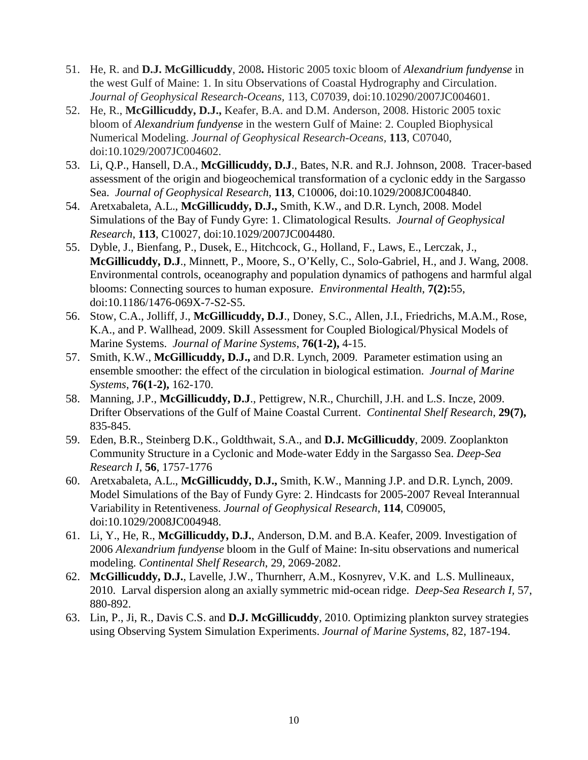51. He, R. and **D.J. McGillicuddy**, 2008**.** Historic 2005 toxic bloom of *Alexandrium fundyense* in the west Gulf of Maine: 1. In situ Observations of Coastal Hydrography and Circulation. *Journal of Geophysical Research-Oceans*, 113, C07039, doi:10.10290/2007JC004601.
52. He, R., **McGillicuddy, D.J.,** Keafer, B.A. and D.M. Anderson, 2008. Historic 2005 toxic bloom of *Alexandrium fundyense* in the western Gulf of Maine: 2. Coupled Biophysical Numerical Modeling. *Journal of Geophysical Research-Oceans*, **113**, C07040, doi:10.1029/2007JC004602.
53. Li, Q.P., Hansell, D.A., **McGillicuddy, D.J**., Bates, N.R. and R.J. Johnson, 2008. Tracer-based assessment of the origin and biogeochemical transformation of a cyclonic eddy in the Sargasso Sea. *Journal of Geophysical Research*, **113**, C10006, doi:10.1029/2008JC004840.
54. Aretxabaleta, A.L., **McGillicuddy, D.J.,** Smith, K.W., and D.R. Lynch, 2008. Model Simulations of the Bay of Fundy Gyre: 1. Climatological Results. *Journal of Geophysical Research*, **113**, C10027, doi:10.1029/2007JC004480.
55. Dyble, J., Bienfang, P., Dusek, E., Hitchcock, G., Holland, F., Laws, E., Lerczak, J., **McGillicuddy, D.J**., Minnett, P., Moore, S., O'Kelly, C., Solo-Gabriel, H., and J. Wang, 2008. Environmental controls, oceanography and population dynamics of pathogens and harmful algal blooms: Connecting sources to human exposure. *Environmental Health*, **7(2):**55, doi:10.1186/1476-069X-7-S2-S5.
56. Stow, C.A., Jolliff, J., **McGillicuddy, D.J**., Doney, S.C., Allen, J.I., Friedrichs, M.A.M., Rose, K.A., and P. Wallhead, 2009. Skill Assessment for Coupled Biological/Physical Models of Marine Systems. *Journal of Marine Systems*, **76(1-2),** 4-15.
57. Smith, K.W., **McGillicuddy, D.J.,** and D.R. Lynch, 2009. Parameter estimation using an ensemble smoother: the effect of the circulation in biological estimation. *Journal of Marine Systems*, **76(1-2),** 162-170.
58. Manning, J.P., **McGillicuddy, D.J**., Pettigrew, N.R., Churchill, J.H. and L.S. Incze, 2009. Drifter Observations of the Gulf of Maine Coastal Current. *Continental Shelf Research*, **29(7),** 835-845.
59. Eden, B.R., Steinberg D.K., Goldthwait, S.A., and **D.J. McGillicuddy**, 2009. Zooplankton Community Structure in a Cyclonic and Mode-water Eddy in the Sargasso Sea. *Deep-Sea Research I*, **56**, 1757-1776
60. Aretxabaleta, A.L., **McGillicuddy, D.J.,** Smith, K.W., Manning J.P. and D.R. Lynch, 2009. Model Simulations of the Bay of Fundy Gyre: 2. Hindcasts for 2005-2007 Reveal Interannual Variability in Retentiveness. *Journal of Geophysical Research*, **114**, C09005, doi:10.1029/2008JC004948.
61. Li, Y., He, R., **McGillicuddy, D.J.**, Anderson, D.M. and B.A. Keafer, 2009. Investigation of 2006 *Alexandrium fundyense* bloom in the Gulf of Maine: In-situ observations and numerical modeling. *Continental Shelf Research*, 29, 2069-2082.
62. **McGillicuddy, D.J.**, Lavelle, J.W., Thurnherr, A.M., Kosnyrev, V.K. and L.S. Mullineaux, 2010. Larval dispersion along an axially symmetric mid-ocean ridge. *Deep-Sea Research I*, 57, 880-892.
63. Lin, P., Ji, R., Davis C.S. and **D.J. McGillicuddy**, 2010. Optimizing plankton survey strategies using Observing System Simulation Experiments. *Journal of Marine Systems*, 82, 187-194.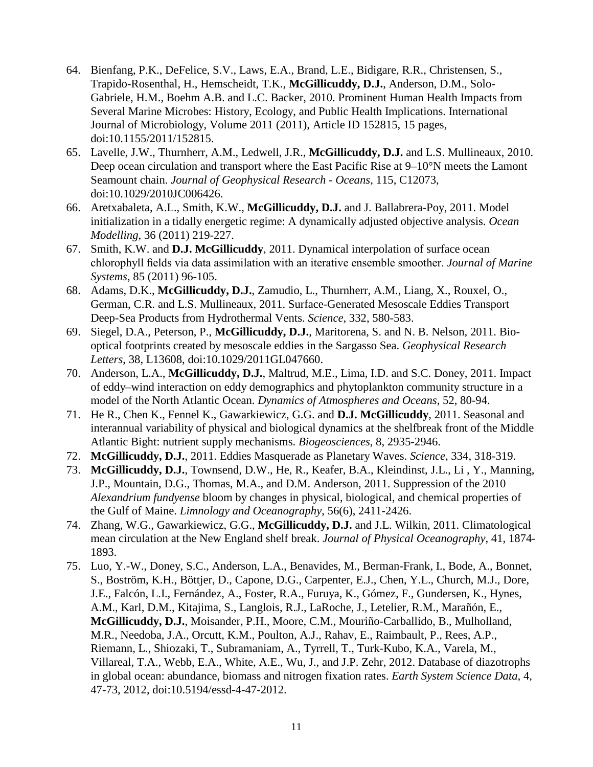64. Bienfang, P.K., DeFelice, S.V., Laws, E.A., Brand, L.E., Bidigare, R.R., Christensen, S., Trapido-Rosenthal, H., Hemscheidt, T.K., **McGillicuddy, D.J.**, Anderson, D.M., Solo-Gabriele, H.M., Boehm A.B. and L.C. Backer, 2010. Prominent Human Health Impacts from Several Marine Microbes: History, Ecology, and Public Health Implications. International Journal of Microbiology, Volume 2011 (2011), Article ID 152815, 15 pages, doi:10.1155/2011/152815.
65. Lavelle, J.W., Thurnherr, A.M., Ledwell, J.R., **McGillicuddy, D.J.** and L.S. Mullineaux, 2010. Deep ocean circulation and transport where the East Pacific Rise at 9–10°N meets the Lamont Seamount chain. *Journal of Geophysical Research - Oceans*, 115, C12073, doi:10.1029/2010JC006426.
66. Aretxabaleta, A.L., Smith, K.W., **McGillicuddy, D.J.** and J. Ballabrera-Poy, 2011. Model initialization in a tidally energetic regime: A dynamically adjusted objective analysis. *Ocean Modelling*, 36 (2011) 219-227.
67. Smith, K.W. and **D.J. McGillicuddy**, 2011. Dynamical interpolation of surface ocean chlorophyll fields via data assimilation with an iterative ensemble smoother. *Journal of Marine Systems*, 85 (2011) 96-105.
68. Adams, D.K., **McGillicuddy, D.J.**, Zamudio, L., Thurnherr, A.M., Liang, X., Rouxel, O., German, C.R. and L.S. Mullineaux, 2011. Surface-Generated Mesoscale Eddies Transport Deep-Sea Products from Hydrothermal Vents. *Science*, 332, 580-583.
69. Siegel, D.A., Peterson, P., **McGillicuddy, D.J.**, Maritorena, S. and N. B. Nelson, 2011. Bio-optical footprints created by mesoscale eddies in the Sargasso Sea. *Geophysical Research Letters*, 38, L13608, doi:10.1029/2011GL047660.
70. Anderson, L.A., **McGillicuddy, D.J.**, Maltrud, M.E., Lima, I.D. and S.C. Doney, 2011. Impact of eddy–wind interaction on eddy demographics and phytoplankton community structure in a model of the North Atlantic Ocean. *Dynamics of Atmospheres and Oceans*, 52, 80-94.
71. He R., Chen K., Fennel K., Gawarkiewicz, G.G. and **D.J. McGillicuddy**, 2011. Seasonal and interannual variability of physical and biological dynamics at the shelfbreak front of the Middle Atlantic Bight: nutrient supply mechanisms. *Biogeosciences*, 8, 2935-2946.
72. **McGillicuddy, D.J.**, 2011. Eddies Masquerade as Planetary Waves. *Science*, 334, 318-319.
73. **McGillicuddy, D.J.**, Townsend, D.W., He, R., Keafer, B.A., Kleindinst, J.L., Li , Y., Manning, J.P., Mountain, D.G., Thomas, M.A., and D.M. Anderson, 2011. Suppression of the 2010 *Alexandrium fundyense* bloom by changes in physical, biological, and chemical properties of the Gulf of Maine. *Limnology and Oceanography*, 56(6), 2411-2426.
74. Zhang, W.G., Gawarkiewicz, G.G., **McGillicuddy, D.J.** and J.L. Wilkin, 2011. Climatological mean circulation at the New England shelf break. *Journal of Physical Oceanography*, 41, 1874-1893.
75. Luo, Y.-W., Doney, S.C., Anderson, L.A., Benavides, M., Berman-Frank, I., Bode, A., Bonnet, S., Boström, K.H., Böttjer, D., Capone, D.G., Carpenter, E.J., Chen, Y.L., Church, M.J., Dore, J.E., Falcón, L.I., Fernández, A., Foster, R.A., Furuya, K., Gómez, F., Gundersen, K., Hynes, A.M., Karl, D.M., Kitajima, S., Langlois, R.J., LaRoche, J., Letelier, R.M., Marañón, E., **McGillicuddy, D.J.**, Moisander, P.H., Moore, C.M., Mouriño-Carballido, B., Mulholland, M.R., Needoba, J.A., Orcutt, K.M., Poulton, A.J., Rahav, E., Raimbault, P., Rees, A.P., Riemann, L., Shiozaki, T., Subramaniam, A., Tyrrell, T., Turk-Kubo, K.A., Varela, M., Villareal, T.A., Webb, E.A., White, A.E., Wu, J., and J.P. Zehr, 2012. Database of diazotrophs in global ocean: abundance, biomass and nitrogen fixation rates. *Earth System Science Data*, 4, 47-73, 2012, doi:10.5194/essd-4-47-2012.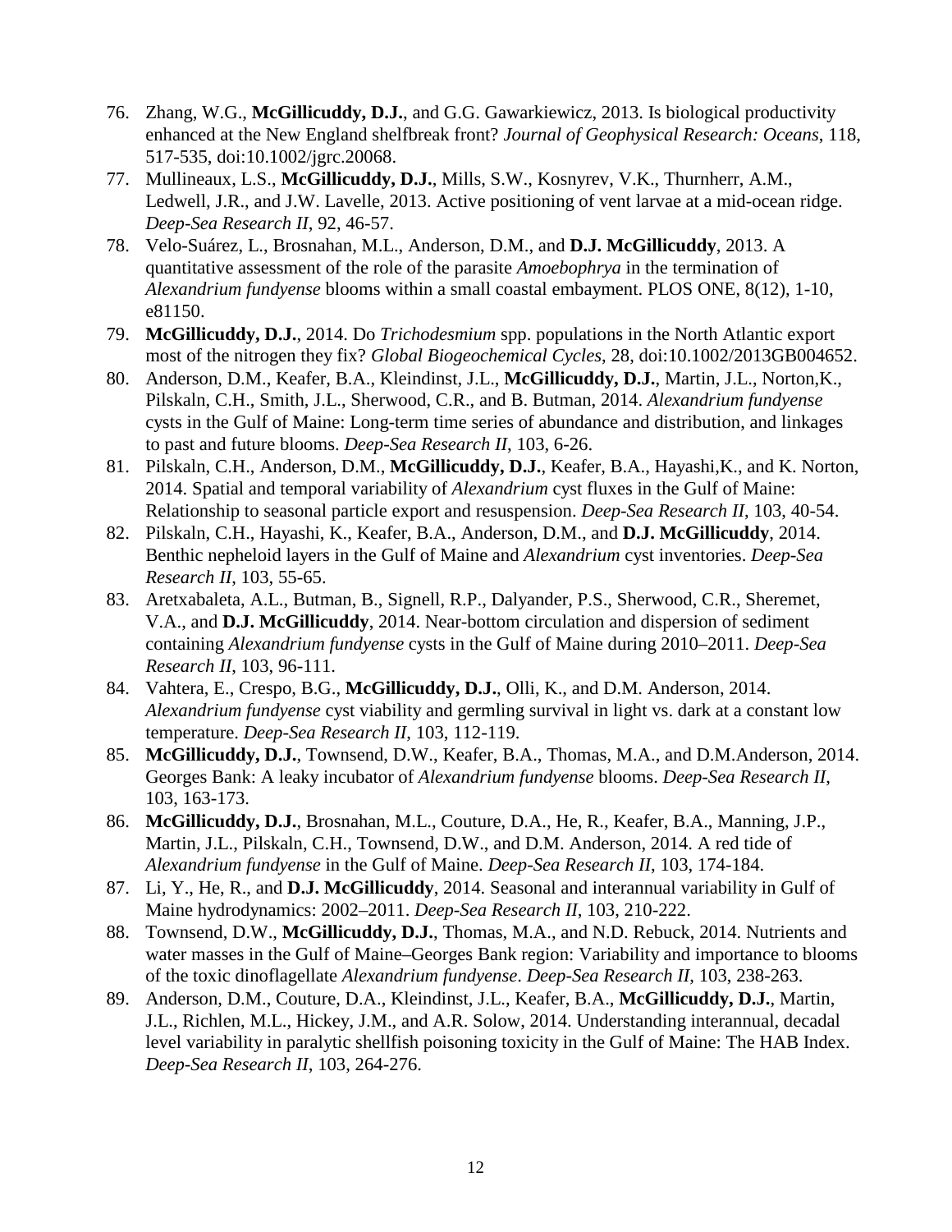76. Zhang, W.G., **McGillicuddy, D.J.**, and G.G. Gawarkiewicz, 2013. Is biological productivity enhanced at the New England shelfbreak front? *Journal of Geophysical Research: Oceans*, 118, 517-535, doi:10.1002/jgrc.20068.
77. Mullineaux, L.S., **McGillicuddy, D.J.**, Mills, S.W., Kosnyrev, V.K., Thurnherr, A.M., Ledwell, J.R., and J.W. Lavelle, 2013. Active positioning of vent larvae at a mid-ocean ridge. *Deep-Sea Research II*, 92, 46-57.
78. Velo-Suárez, L., Brosnahan, M.L., Anderson, D.M., and **D.J. McGillicuddy**, 2013. A quantitative assessment of the role of the parasite *Amoebophrya* in the termination of *Alexandrium fundyense* blooms within a small coastal embayment. PLOS ONE, 8(12), 1-10, e81150.
79. **McGillicuddy, D.J.**, 2014. Do *Trichodesmium* spp. populations in the North Atlantic export most of the nitrogen they fix? *Global Biogeochemical Cycles*, 28, doi:10.1002/2013GB004652.
80. Anderson, D.M., Keafer, B.A., Kleindinst, J.L., **McGillicuddy, D.J.**, Martin, J.L., Norton,K., Pilskaln, C.H., Smith, J.L., Sherwood, C.R., and B. Butman, 2014. *Alexandrium fundyense* cysts in the Gulf of Maine: Long-term time series of abundance and distribution, and linkages to past and future blooms. *Deep-Sea Research II*, 103, 6-26.
81. Pilskaln, C.H., Anderson, D.M., **McGillicuddy, D.J.**, Keafer, B.A., Hayashi,K., and K. Norton, 2014. Spatial and temporal variability of *Alexandrium* cyst fluxes in the Gulf of Maine: Relationship to seasonal particle export and resuspension. *Deep-Sea Research II*, 103, 40-54.
82. Pilskaln, C.H., Hayashi, K., Keafer, B.A., Anderson, D.M., and **D.J. McGillicuddy**, 2014. Benthic nepheloid layers in the Gulf of Maine and *Alexandrium* cyst inventories. *Deep-Sea Research II*, 103, 55-65.
83. Aretxabaleta, A.L., Butman, B., Signell, R.P., Dalyander, P.S., Sherwood, C.R., Sheremet, V.A., and **D.J. McGillicuddy**, 2014. Near-bottom circulation and dispersion of sediment containing *Alexandrium fundyense* cysts in the Gulf of Maine during 2010–2011. *Deep-Sea Research II*, 103, 96-111.
84. Vahtera, E., Crespo, B.G., **McGillicuddy, D.J.**, Olli, K., and D.M. Anderson, 2014. *Alexandrium fundyense* cyst viability and germling survival in light vs. dark at a constant low temperature. *Deep-Sea Research II*, 103, 112-119.
85. **McGillicuddy, D.J.**, Townsend, D.W., Keafer, B.A., Thomas, M.A., and D.M.Anderson, 2014. Georges Bank: A leaky incubator of *Alexandrium fundyense* blooms. *Deep-Sea Research II*, 103, 163-173.
86. **McGillicuddy, D.J.**, Brosnahan, M.L., Couture, D.A., He, R., Keafer, B.A., Manning, J.P., Martin, J.L., Pilskaln, C.H., Townsend, D.W., and D.M. Anderson, 2014. A red tide of *Alexandrium fundyense* in the Gulf of Maine. *Deep-Sea Research II*, 103, 174-184.
87. Li, Y., He, R., and **D.J. McGillicuddy**, 2014. Seasonal and interannual variability in Gulf of Maine hydrodynamics: 2002–2011. *Deep-Sea Research II*, 103, 210-222.
88. Townsend, D.W., **McGillicuddy, D.J.**, Thomas, M.A., and N.D. Rebuck, 2014. Nutrients and water masses in the Gulf of Maine–Georges Bank region: Variability and importance to blooms of the toxic dinoflagellate *Alexandrium fundyense*. *Deep-Sea Research II*, 103, 238-263.
89. Anderson, D.M., Couture, D.A., Kleindinst, J.L., Keafer, B.A., **McGillicuddy, D.J.**, Martin, J.L., Richlen, M.L., Hickey, J.M., and A.R. Solow, 2014. Understanding interannual, decadal level variability in paralytic shellfish poisoning toxicity in the Gulf of Maine: The HAB Index. *Deep-Sea Research II*, 103, 264-276.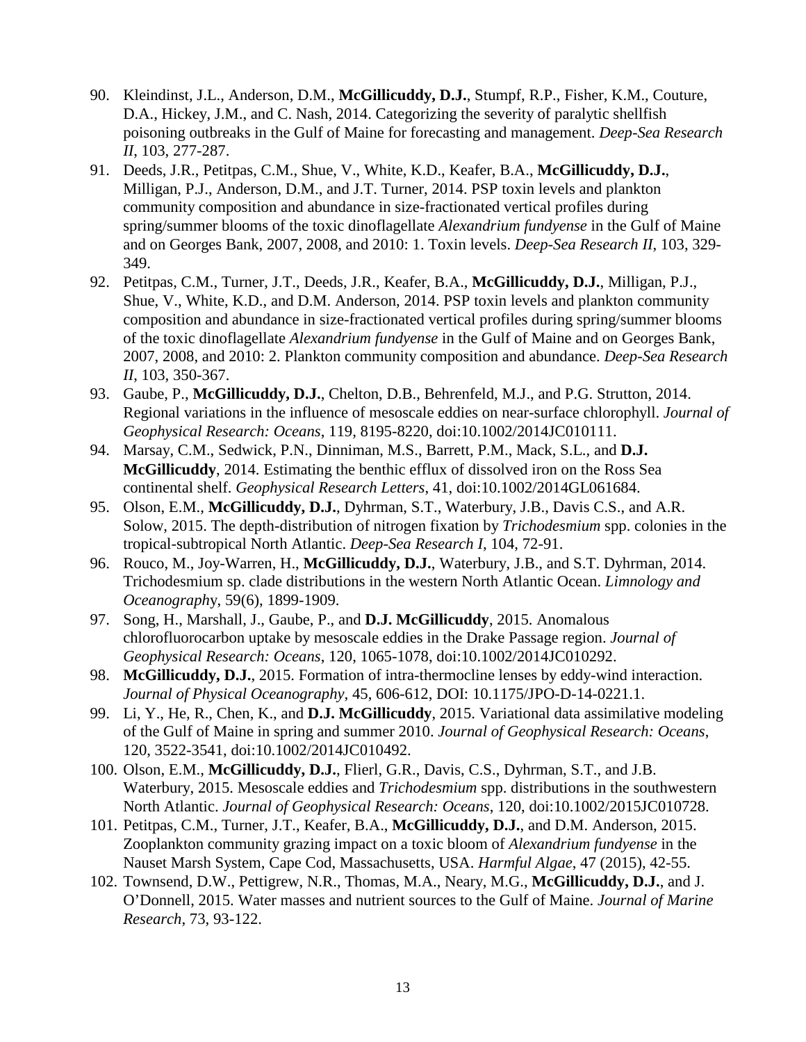90. Kleindinst, J.L., Anderson, D.M., **McGillicuddy, D.J.**, Stumpf, R.P., Fisher, K.M., Couture, D.A., Hickey, J.M., and C. Nash, 2014. Categorizing the severity of paralytic shellfish poisoning outbreaks in the Gulf of Maine for forecasting and management. *Deep-Sea Research II*, 103, 277-287.
91. Deeds, J.R., Petitpas, C.M., Shue, V., White, K.D., Keafer, B.A., **McGillicuddy, D.J.**, Milligan, P.J., Anderson, D.M., and J.T. Turner, 2014. PSP toxin levels and plankton community composition and abundance in size-fractionated vertical profiles during spring/summer blooms of the toxic dinoflagellate *Alexandrium fundyense* in the Gulf of Maine and on Georges Bank, 2007, 2008, and 2010: 1. Toxin levels. *Deep-Sea Research II*, 103, 329-349.
92. Petitpas, C.M., Turner, J.T., Deeds, J.R., Keafer, B.A., **McGillicuddy, D.J.**, Milligan, P.J., Shue, V., White, K.D., and D.M. Anderson, 2014. PSP toxin levels and plankton community composition and abundance in size-fractionated vertical profiles during spring/summer blooms of the toxic dinoflagellate *Alexandrium fundyense* in the Gulf of Maine and on Georges Bank, 2007, 2008, and 2010: 2. Plankton community composition and abundance. *Deep-Sea Research II*, 103, 350-367.
93. Gaube, P., **McGillicuddy, D.J.**, Chelton, D.B., Behrenfeld, M.J., and P.G. Strutton, 2014. Regional variations in the influence of mesoscale eddies on near-surface chlorophyll. *Journal of Geophysical Research: Oceans*, 119, 8195-8220, doi:10.1002/2014JC010111.
94. Marsay, C.M., Sedwick, P.N., Dinniman, M.S., Barrett, P.M., Mack, S.L., and **D.J. McGillicuddy**, 2014. Estimating the benthic efflux of dissolved iron on the Ross Sea continental shelf. *Geophysical Research Letters*, 41, doi:10.1002/2014GL061684.
95. Olson, E.M., **McGillicuddy, D.J.**, Dyhrman, S.T., Waterbury, J.B., Davis C.S., and A.R. Solow, 2015. The depth-distribution of nitrogen fixation by *Trichodesmium* spp. colonies in the tropical-subtropical North Atlantic. *Deep-Sea Research I*, 104, 72-91.
96. Rouco, M., Joy-Warren, H., **McGillicuddy, D.J.**, Waterbury, J.B., and S.T. Dyhrman, 2014. Trichodesmium sp. clade distributions in the western North Atlantic Ocean. *Limnology and Oceanography*, 59(6), 1899-1909.
97. Song, H., Marshall, J., Gaube, P., and **D.J. McGillicuddy**, 2015. Anomalous chlorofluorocarbon uptake by mesoscale eddies in the Drake Passage region. *Journal of Geophysical Research: Oceans*, 120, 1065-1078, doi:10.1002/2014JC010292.
98. **McGillicuddy, D.J.**, 2015. Formation of intra-thermocline lenses by eddy-wind interaction. *Journal of Physical Oceanography*, 45, 606-612, DOI: 10.1175/JPO-D-14-0221.1.
99. Li, Y., He, R., Chen, K., and **D.J. McGillicuddy**, 2015. Variational data assimilative modeling of the Gulf of Maine in spring and summer 2010. *Journal of Geophysical Research: Oceans*, 120, 3522-3541, doi:10.1002/2014JC010492.
100. Olson, E.M., **McGillicuddy, D.J.**, Flierl, G.R., Davis, C.S., Dyhrman, S.T., and J.B. Waterbury, 2015. Mesoscale eddies and *Trichodesmium* spp. distributions in the southwestern North Atlantic. *Journal of Geophysical Research: Oceans*, 120, doi:10.1002/2015JC010728.
101. Petitpas, C.M., Turner, J.T., Keafer, B.A., **McGillicuddy, D.J.**, and D.M. Anderson, 2015. Zooplankton community grazing impact on a toxic bloom of *Alexandrium fundyense* in the Nauset Marsh System, Cape Cod, Massachusetts, USA. *Harmful Algae*, 47 (2015), 42-55.
102. Townsend, D.W., Pettigrew, N.R., Thomas, M.A., Neary, M.G., **McGillicuddy, D.J.**, and J. O'Donnell, 2015. Water masses and nutrient sources to the Gulf of Maine. *Journal of Marine Research*, 73, 93-122.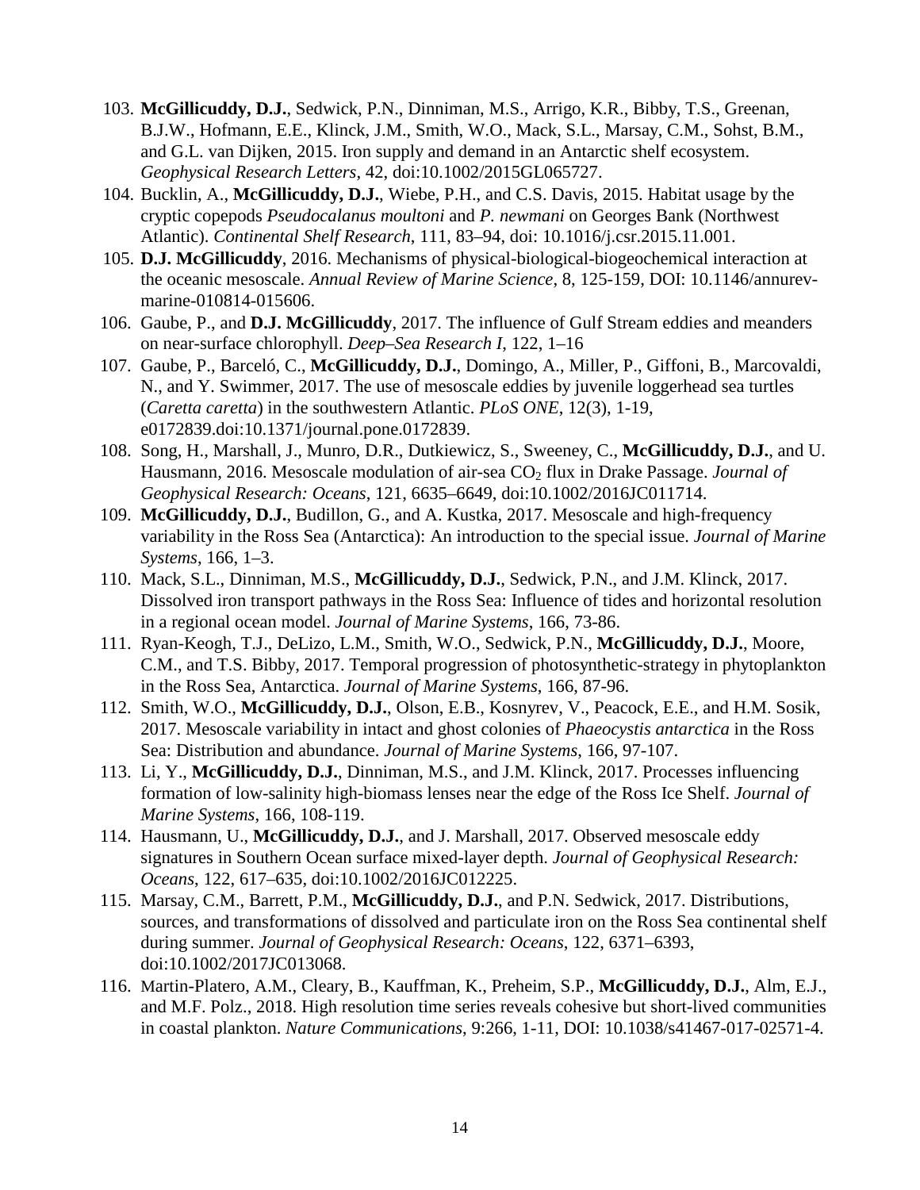103. **McGillicuddy, D.J.**, Sedwick, P.N., Dinniman, M.S., Arrigo, K.R., Bibby, T.S., Greenan, B.J.W., Hofmann, E.E., Klinck, J.M., Smith, W.O., Mack, S.L., Marsay, C.M., Sohst, B.M., and G.L. van Dijken, 2015. Iron supply and demand in an Antarctic shelf ecosystem. *Geophysical Research Letters*, 42, doi:10.1002/2015GL065727.
104. Bucklin, A., **McGillicuddy, D.J.**, Wiebe, P.H., and C.S. Davis, 2015. Habitat usage by the cryptic copepods *Pseudocalanus moultoni* and *P. newmani* on Georges Bank (Northwest Atlantic). *Continental Shelf Research*, 111, 83–94, doi: 10.1016/j.csr.2015.11.001.
105. **D.J. McGillicuddy**, 2016. Mechanisms of physical-biological-biogeochemical interaction at the oceanic mesoscale. *Annual Review of Marine Science*, 8, 125-159, DOI: 10.1146/annurev-marine-010814-015606.
106. Gaube, P., and **D.J. McGillicuddy**, 2017. The influence of Gulf Stream eddies and meanders on near-surface chlorophyll. *Deep–Sea Research I*, 122, 1–16
107. Gaube, P., Barceló, C., **McGillicuddy, D.J.**, Domingo, A., Miller, P., Giffoni, B., Marcovaldi, N., and Y. Swimmer, 2017. The use of mesoscale eddies by juvenile loggerhead sea turtles (*Caretta caretta*) in the southwestern Atlantic. *PLoS ONE*, 12(3), 1-19, e0172839.doi:10.1371/journal.pone.0172839.
108. Song, H., Marshall, J., Munro, D.R., Dutkiewicz, S., Sweeney, C., **McGillicuddy, D.J.**, and U. Hausmann, 2016. Mesoscale modulation of air-sea $CO_2$ flux in Drake Passage. *Journal of Geophysical Research: Oceans*, 121, 6635–6649, doi:10.1002/2016JC011714.
109. **McGillicuddy, D.J.**, Budillon, G., and A. Kustka, 2017. Mesoscale and high-frequency variability in the Ross Sea (Antarctica): An introduction to the special issue. *Journal of Marine Systems*, 166, 1–3.
110. Mack, S.L., Dinniman, M.S., **McGillicuddy, D.J.**, Sedwick, P.N., and J.M. Klinck, 2017. Dissolved iron transport pathways in the Ross Sea: Influence of tides and horizontal resolution in a regional ocean model. *Journal of Marine Systems*, 166, 73-86.
111. Ryan-Keogh, T.J., DeLizo, L.M., Smith, W.O., Sedwick, P.N., **McGillicuddy, D.J.**, Moore, C.M., and T.S. Bibby, 2017. Temporal progression of photosynthetic-strategy in phytoplankton in the Ross Sea, Antarctica. *Journal of Marine Systems*, 166, 87-96.
112. Smith, W.O., **McGillicuddy, D.J.**, Olson, E.B., Kosnyrev, V., Peacock, E.E., and H.M. Sosik, 2017. Mesoscale variability in intact and ghost colonies of *Phaeocystis antarctica* in the Ross Sea: Distribution and abundance. *Journal of Marine Systems*, 166, 97-107.
113. Li, Y., **McGillicuddy, D.J.**, Dinniman, M.S., and J.M. Klinck, 2017. Processes influencing formation of low-salinity high-biomass lenses near the edge of the Ross Ice Shelf. *Journal of Marine Systems*, 166, 108-119.
114. Hausmann, U., **McGillicuddy, D.J.**, and J. Marshall, 2017. Observed mesoscale eddy signatures in Southern Ocean surface mixed-layer depth. *Journal of Geophysical Research: Oceans*, 122, 617–635, doi:10.1002/2016JC012225.
115. Marsay, C.M., Barrett, P.M., **McGillicuddy, D.J.**, and P.N. Sedwick, 2017. Distributions, sources, and transformations of dissolved and particulate iron on the Ross Sea continental shelf during summer. *Journal of Geophysical Research: Oceans*, 122, 6371–6393, doi:10.1002/2017JC013068.
116. Martin-Platero, A.M., Cleary, B., Kauffman, K., Preheim, S.P., **McGillicuddy, D.J.**, Alm, E.J., and M.F. Polz., 2018. High resolution time series reveals cohesive but short-lived communities in coastal plankton. *Nature Communications*, 9:266, 1-11, DOI: 10.1038/s41467-017-02571-4.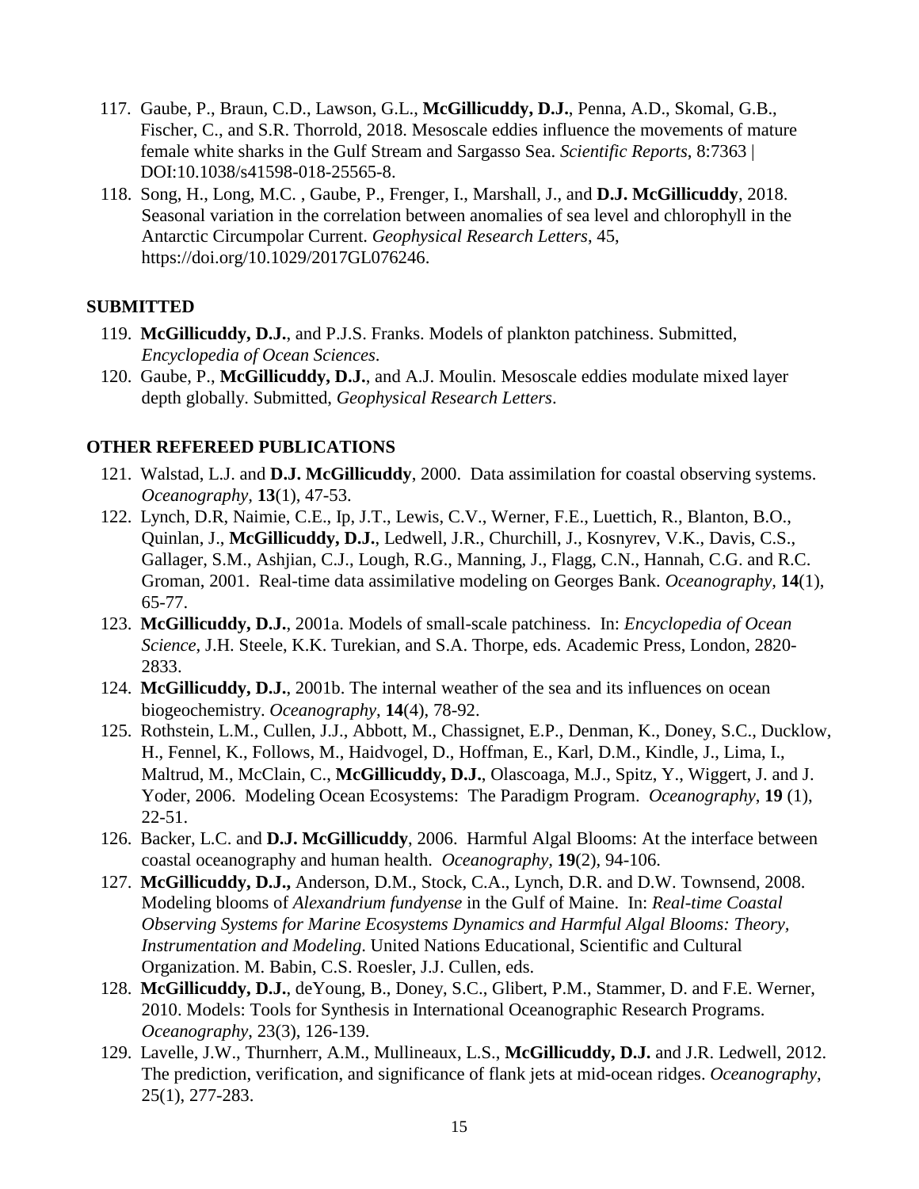117. Gaube, P., Braun, C.D., Lawson, G.L., **McGillicuddy, D.J.**, Penna, A.D., Skomal, G.B., Fischer, C., and S.R. Thorrold, 2018. Mesoscale eddies influence the movements of mature female white sharks in the Gulf Stream and Sargasso Sea. *Scientific Reports*, 8:7363 | DOI:10.1038/s41598-018-25565-8.
118. Song, H., Long, M.C. , Gaube, P., Frenger, I., Marshall, J., and **D.J. McGillicuddy**, 2018. Seasonal variation in the correlation between anomalies of sea level and chlorophyll in the Antarctic Circumpolar Current. *Geophysical Research Letters*, 45, https://doi.org/10.1029/2017GL076246.

**SUBMITTED**

119. **McGillicuddy, D.J.**, and P.J.S. Franks. Models of plankton patchiness. Submitted, *Encyclopedia of Ocean Sciences*.
120. Gaube, P., **McGillicuddy, D.J.**, and A.J. Moulin. Mesoscale eddies modulate mixed layer depth globally. Submitted, *Geophysical Research Letters*.

**OTHER REFEREED PUBLICATIONS**

121. Walstad, L.J. and **D.J. McGillicuddy**, 2000. Data assimilation for coastal observing systems. *Oceanography,* **13**(1), 47-53.
122. Lynch, D.R, Naimie, C.E., Ip, J.T., Lewis, C.V., Werner, F.E., Luettich, R., Blanton, B.O., Quinlan, J., **McGillicuddy, D.J.**, Ledwell, J.R., Churchill, J., Kosnyrev, V.K., Davis, C.S., Gallager, S.M., Ashjian, C.J., Lough, R.G., Manning, J., Flagg, C.N., Hannah, C.G. and R.C. Groman, 2001. Real-time data assimilative modeling on Georges Bank. *Oceanography,* **14**(1), 65-77.
123. **McGillicuddy, D.J.**, 2001a. Models of small-scale patchiness. In: *Encyclopedia of Ocean Science*, J.H. Steele, K.K. Turekian, and S.A. Thorpe, eds. Academic Press, London, 2820-2833.
124. **McGillicuddy, D.J.**, 2001b. The internal weather of the sea and its influences on ocean biogeochemistry. *Oceanography*, **14**(4), 78-92.
125. Rothstein, L.M., Cullen, J.J., Abbott, M., Chassignet, E.P., Denman, K., Doney, S.C., Ducklow, H., Fennel, K., Follows, M., Haidvogel, D., Hoffman, E., Karl, D.M., Kindle, J., Lima, I., Maltrud, M., McClain, C., **McGillicuddy, D.J.**, Olascoaga, M.J., Spitz, Y., Wiggert, J. and J. Yoder, 2006. Modeling Ocean Ecosystems: The Paradigm Program. *Oceanography*, **19** (1), 22-51.
126. Backer, L.C. and **D.J. McGillicuddy**, 2006. Harmful Algal Blooms: At the interface between coastal oceanography and human health. *Oceanography,* **19**(2), 94-106.
127. **McGillicuddy, D.J.,** Anderson, D.M., Stock, C.A., Lynch, D.R. and D.W. Townsend, 2008. Modeling blooms of *Alexandrium fundyense* in the Gulf of Maine. In: *Real-time Coastal Observing Systems for Marine Ecosystems Dynamics and Harmful Algal Blooms: Theory, Instrumentation and Modeling*. United Nations Educational, Scientific and Cultural Organization. M. Babin, C.S. Roesler, J.J. Cullen, eds.
128. **McGillicuddy, D.J.**, deYoung, B., Doney, S.C., Glibert, P.M., Stammer, D. and F.E. Werner, 2010. Models: Tools for Synthesis in International Oceanographic Research Programs. *Oceanography*, 23(3), 126-139.
129. Lavelle, J.W., Thurnherr, A.M., Mullineaux, L.S., **McGillicuddy, D.J.** and J.R. Ledwell, 2012. The prediction, verification, and significance of flank jets at mid-ocean ridges. *Oceanography*, 25(1), 277-283.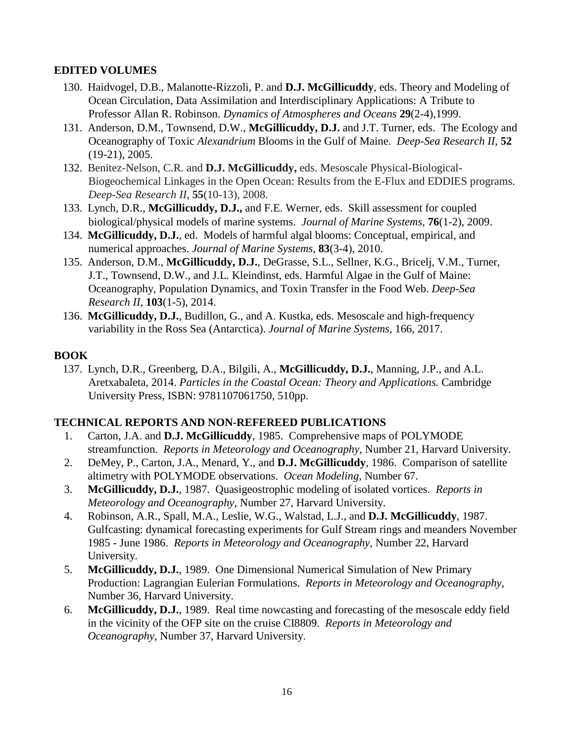## EDITED VOLUMES

130. Haidvogel, D.B., Malanotte-Rizzoli, P. and **D.J. McGillicuddy**, eds. Theory and Modeling of Ocean Circulation, Data Assimilation and Interdisciplinary Applications: A Tribute to Professor Allan R. Robinson. *Dynamics of Atmospheres and Oceans* **29**(2-4),1999.
131. Anderson, D.M., Townsend, D.W., **McGillicuddy, D.J.** and J.T. Turner, eds. The Ecology and Oceanography of Toxic *Alexandrium* Blooms in the Gulf of Maine. *Deep-Sea Research II*, **52** (19-21), 2005.
132. Benitez-Nelson, C.R. and **D.J. McGillicuddy,** eds. Mesoscale Physical-Biological-Biogeochemical Linkages in the Open Ocean: Results from the E-Flux and EDDIES programs. *Deep-Sea Research II*, **55**(10-13), 2008.
133. Lynch, D.R., **McGillicuddy, D.J.,** and F.E. Werner, eds. Skill assessment for coupled biological/physical models of marine systems. *Journal of Marine Systems*, **76**(1-2), 2009.
134. **McGillicuddy, D.J.**, ed. Models of harmful algal blooms: Conceptual, empirical, and numerical approaches. *Journal of Marine Systems*, **83**(3-4), 2010.
135. Anderson, D.M., **McGillicuddy, D.J.**, DeGrasse, S.L., Sellner, K.G., Bricelj, V.M., Turner, J.T., Townsend, D.W., and J.L. Kleindinst, eds. Harmful Algae in the Gulf of Maine: Oceanography, Population Dynamics, and Toxin Transfer in the Food Web. *Deep-Sea Research II*, **103**(1-5), 2014.
136. **McGillicuddy, D.J.**, Budillon, G., and A. Kustka, eds. Mesoscale and high-frequency variability in the Ross Sea (Antarctica). *Journal of Marine Systems*, 166, 2017.

## BOOK

137. Lynch, D.R., Greenberg, D.A., Bilgili, A., **McGillicuddy, D.J.**, Manning, J.P., and A.L. Aretxabaleta, 2014. *Particles in the Coastal Ocean: Theory and Applications.* Cambridge University Press, ISBN: 9781107061750, 510pp.

## TECHNICAL REPORTS AND NON-REFEREED PUBLICATIONS

1. Carton, J.A. and **D.J. McGillicuddy**, 1985. Comprehensive maps of POLYMODE streamfunction. *Reports in Meteorology and Oceanography*, Number 21, Harvard University.
2. DeMey, P., Carton, J.A., Menard, Y., and **D.J. McGillicuddy**, 1986. Comparison of satellite altimetry with POLYMODE observations. *Ocean Modeling*, Number 67.
3. **McGillicuddy, D.J.**, 1987. Quasigeostrophic modeling of isolated vortices. *Reports in Meteorology and Oceanography*, Number 27, Harvard University.
4. Robinson, A.R., Spall, M.A., Leslie, W.G., Walstad, L.J., and **D.J. McGillicuddy**, 1987. Gulfcasting: dynamical forecasting experiments for Gulf Stream rings and meanders November 1985 - June 1986. *Reports in Meteorology and Oceanography*, Number 22, Harvard University.
5. **McGillicuddy, D.J.**, 1989. One Dimensional Numerical Simulation of New Primary Production: Lagrangian Eulerian Formulations. *Reports in Meteorology and Oceanography*, Number 36, Harvard University.
6. **McGillicuddy, D.J.**, 1989. Real time nowcasting and forecasting of the mesoscale eddy field in the vicinity of the OFP site on the cruise CI8809. *Reports in Meteorology and Oceanography*, Number 37, Harvard University.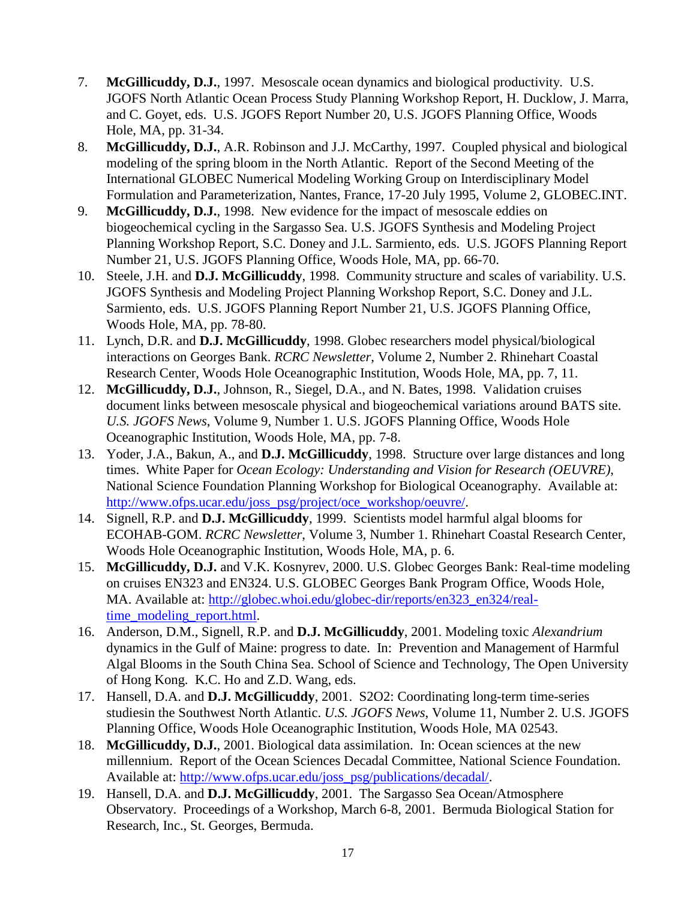7. **McGillicuddy, D.J.**, 1997. Mesoscale ocean dynamics and biological productivity. U.S. JGOFS North Atlantic Ocean Process Study Planning Workshop Report, H. Ducklow, J. Marra, and C. Goyet, eds. U.S. JGOFS Report Number 20, U.S. JGOFS Planning Office, Woods Hole, MA, pp. 31-34.
8. **McGillicuddy, D.J.**, A.R. Robinson and J.J. McCarthy, 1997. Coupled physical and biological modeling of the spring bloom in the North Atlantic. Report of the Second Meeting of the International GLOBEC Numerical Modeling Working Group on Interdisciplinary Model Formulation and Parameterization, Nantes, France, 17-20 July 1995, Volume 2, GLOBEC.INT.
9. **McGillicuddy, D.J.**, 1998. New evidence for the impact of mesoscale eddies on biogeochemical cycling in the Sargasso Sea. U.S. JGOFS Synthesis and Modeling Project Planning Workshop Report, S.C. Doney and J.L. Sarmiento, eds. U.S. JGOFS Planning Report Number 21, U.S. JGOFS Planning Office, Woods Hole, MA, pp. 66-70.
10. Steele, J.H. and **D.J. McGillicuddy**, 1998. Community structure and scales of variability. U.S. JGOFS Synthesis and Modeling Project Planning Workshop Report, S.C. Doney and J.L. Sarmiento, eds. U.S. JGOFS Planning Report Number 21, U.S. JGOFS Planning Office, Woods Hole, MA, pp. 78-80.
11. Lynch, D.R. and **D.J. McGillicuddy**, 1998. Globec researchers model physical/biological interactions on Georges Bank. *RCRC Newsletter*, Volume 2, Number 2. Rhinehart Coastal Research Center, Woods Hole Oceanographic Institution, Woods Hole, MA, pp. 7, 11.
12. **McGillicuddy, D.J.**, Johnson, R., Siegel, D.A., and N. Bates, 1998. Validation cruises document links between mesoscale physical and biogeochemical variations around BATS site. *U.S. JGOFS News*, Volume 9, Number 1. U.S. JGOFS Planning Office, Woods Hole Oceanographic Institution, Woods Hole, MA, pp. 7-8.
13. Yoder, J.A., Bakun, A., and **D.J. McGillicuddy**, 1998. Structure over large distances and long times. White Paper for *Ocean Ecology: Understanding and Vision for Research (OEUVRE)*, National Science Foundation Planning Workshop for Biological Oceanography. Available at: http://www.ofps.ucar.edu/joss_psg/project/oce_workshop/oeuvre/.
14. Signell, R.P. and **D.J. McGillicuddy**, 1999. Scientists model harmful algal blooms for ECOHAB-GOM. *RCRC Newsletter*, Volume 3, Number 1. Rhinehart Coastal Research Center, Woods Hole Oceanographic Institution, Woods Hole, MA, p. 6.
15. **McGillicuddy, D.J.** and V.K. Kosnyrev, 2000. U.S. Globec Georges Bank: Real-time modeling on cruises EN323 and EN324. U.S. GLOBEC Georges Bank Program Office, Woods Hole, MA. Available at: http://globec.whoi.edu/globec-dir/reports/en323_en324/real-time_modeling_report.html.
16. Anderson, D.M., Signell, R.P. and **D.J. McGillicuddy**, 2001. Modeling toxic *Alexandrium* dynamics in the Gulf of Maine: progress to date. In: Prevention and Management of Harmful Algal Blooms in the South China Sea. School of Science and Technology, The Open University of Hong Kong. K.C. Ho and Z.D. Wang, eds.
17. Hansell, D.A. and **D.J. McGillicuddy**, 2001. S2O2: Coordinating long-term time-series studiesin the Southwest North Atlantic. *U.S. JGOFS News*, Volume 11, Number 2. U.S. JGOFS Planning Office, Woods Hole Oceanographic Institution, Woods Hole, MA 02543.
18. **McGillicuddy, D.J.**, 2001. Biological data assimilation. In: Ocean sciences at the new millennium. Report of the Ocean Sciences Decadal Committee, National Science Foundation. Available at: http://www.ofps.ucar.edu/joss_psg/publications/decadal/.
19. Hansell, D.A. and **D.J. McGillicuddy**, 2001. The Sargasso Sea Ocean/Atmosphere Observatory. Proceedings of a Workshop, March 6-8, 2001. Bermuda Biological Station for Research, Inc., St. Georges, Bermuda.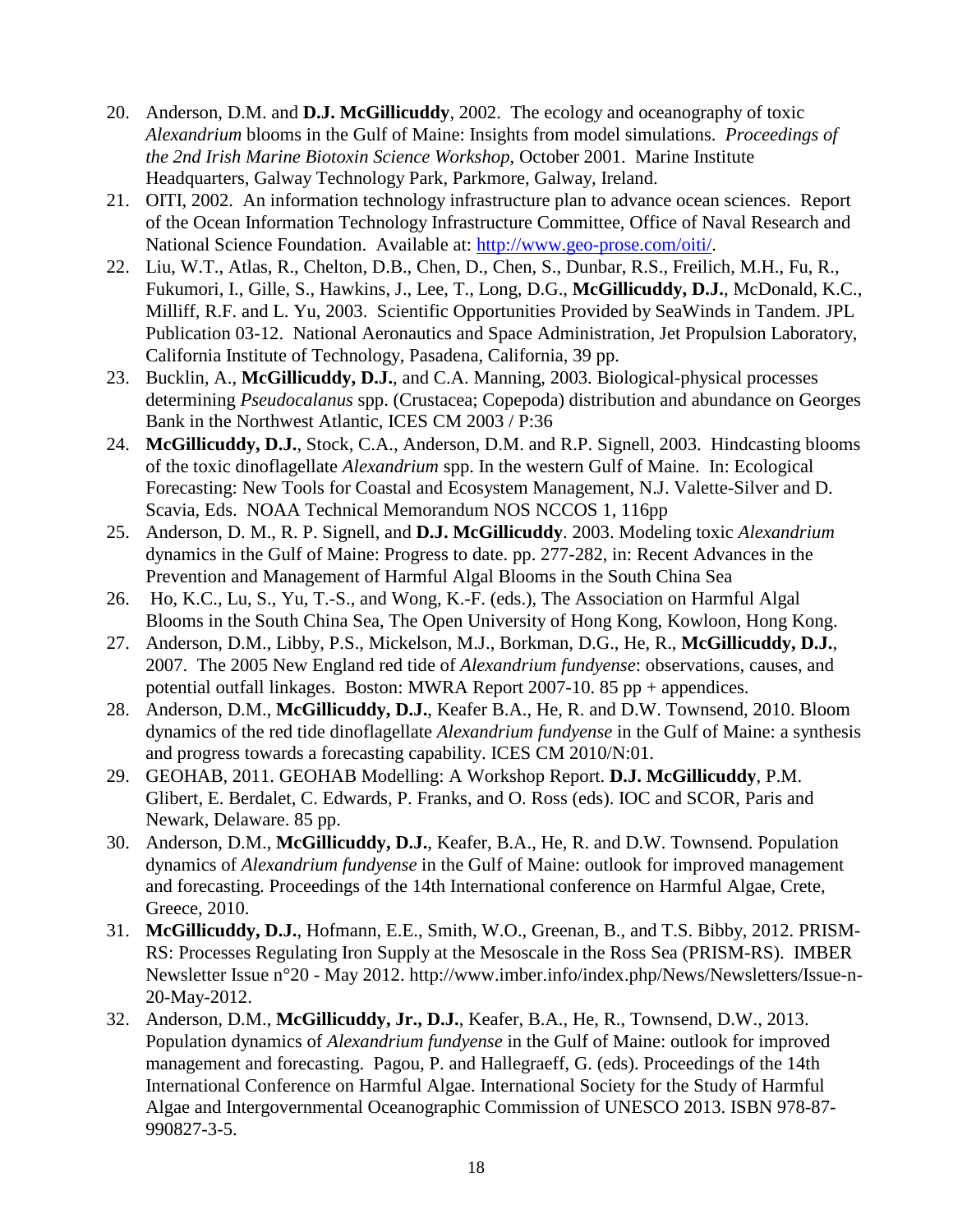20. Anderson, D.M. and **D.J. McGillicuddy**, 2002. The ecology and oceanography of toxic *Alexandrium* blooms in the Gulf of Maine: Insights from model simulations. *Proceedings of the 2nd Irish Marine Biotoxin Science Workshop*, October 2001. Marine Institute Headquarters, Galway Technology Park, Parkmore, Galway, Ireland.
21. OITI, 2002. An information technology infrastructure plan to advance ocean sciences. Report of the Ocean Information Technology Infrastructure Committee, Office of Naval Research and National Science Foundation. Available at: http://www.geo-prose.com/oiti/.
22. Liu, W.T., Atlas, R., Chelton, D.B., Chen, D., Chen, S., Dunbar, R.S., Freilich, M.H., Fu, R., Fukumori, I., Gille, S., Hawkins, J., Lee, T., Long, D.G., **McGillicuddy, D.J.**, McDonald, K.C., Milliff, R.F. and L. Yu, 2003. Scientific Opportunities Provided by SeaWinds in Tandem. JPL Publication 03-12. National Aeronautics and Space Administration, Jet Propulsion Laboratory, California Institute of Technology, Pasadena, California, 39 pp.
23. Bucklin, A., **McGillicuddy, D.J.**, and C.A. Manning, 2003. Biological-physical processes determining *Pseudocalanus* spp. (Crustacea; Copepoda) distribution and abundance on Georges Bank in the Northwest Atlantic, ICES CM 2003 / P:36
24. **McGillicuddy, D.J.**, Stock, C.A., Anderson, D.M. and R.P. Signell, 2003. Hindcasting blooms of the toxic dinoflagellate *Alexandrium* spp. In the western Gulf of Maine. In: Ecological Forecasting: New Tools for Coastal and Ecosystem Management, N.J. Valette-Silver and D. Scavia, Eds. NOAA Technical Memorandum NOS NCCOS 1, 116pp
25. Anderson, D. M., R. P. Signell, and **D.J. McGillicuddy**. 2003. Modeling toxic *Alexandrium* dynamics in the Gulf of Maine: Progress to date. pp. 277-282, in: Recent Advances in the Prevention and Management of Harmful Algal Blooms in the South China Sea
26. Ho, K.C., Lu, S., Yu, T.-S., and Wong, K.-F. (eds.), The Association on Harmful Algal Blooms in the South China Sea, The Open University of Hong Kong, Kowloon, Hong Kong.
27. Anderson, D.M., Libby, P.S., Mickelson, M.J., Borkman, D.G., He, R., **McGillicuddy, D.J.**, 2007. The 2005 New England red tide of *Alexandrium fundyense*: observations, causes, and potential outfall linkages. Boston: MWRA Report 2007-10. 85 pp + appendices.
28. Anderson, D.M., **McGillicuddy, D.J.**, Keafer B.A., He, R. and D.W. Townsend, 2010. Bloom dynamics of the red tide dinoflagellate *Alexandrium fundyense* in the Gulf of Maine: a synthesis and progress towards a forecasting capability. ICES CM 2010/N:01.
29. GEOHAB, 2011. GEOHAB Modelling: A Workshop Report. **D.J. McGillicuddy**, P.M. Glibert, E. Berdalet, C. Edwards, P. Franks, and O. Ross (eds). IOC and SCOR, Paris and Newark, Delaware. 85 pp.
30. Anderson, D.M., **McGillicuddy, D.J.**, Keafer, B.A., He, R. and D.W. Townsend. Population dynamics of *Alexandrium fundyense* in the Gulf of Maine: outlook for improved management and forecasting. Proceedings of the 14th International conference on Harmful Algae, Crete, Greece, 2010.
31. **McGillicuddy, D.J.**, Hofmann, E.E., Smith, W.O., Greenan, B., and T.S. Bibby, 2012. PRISM-RS: Processes Regulating Iron Supply at the Mesoscale in the Ross Sea (PRISM-RS). IMBER Newsletter Issue n°20 - May 2012. http://www.imber.info/index.php/News/Newsletters/Issue-n-20-May-2012.
32. Anderson, D.M., **McGillicuddy, Jr., D.J.**, Keafer, B.A., He, R., Townsend, D.W., 2013. Population dynamics of *Alexandrium fundyense* in the Gulf of Maine: outlook for improved management and forecasting. Pagou, P. and Hallegraeff, G. (eds). Proceedings of the 14th International Conference on Harmful Algae. International Society for the Study of Harmful Algae and Intergovernmental Oceanographic Commission of UNESCO 2013. ISBN 978-87-990827-3-5.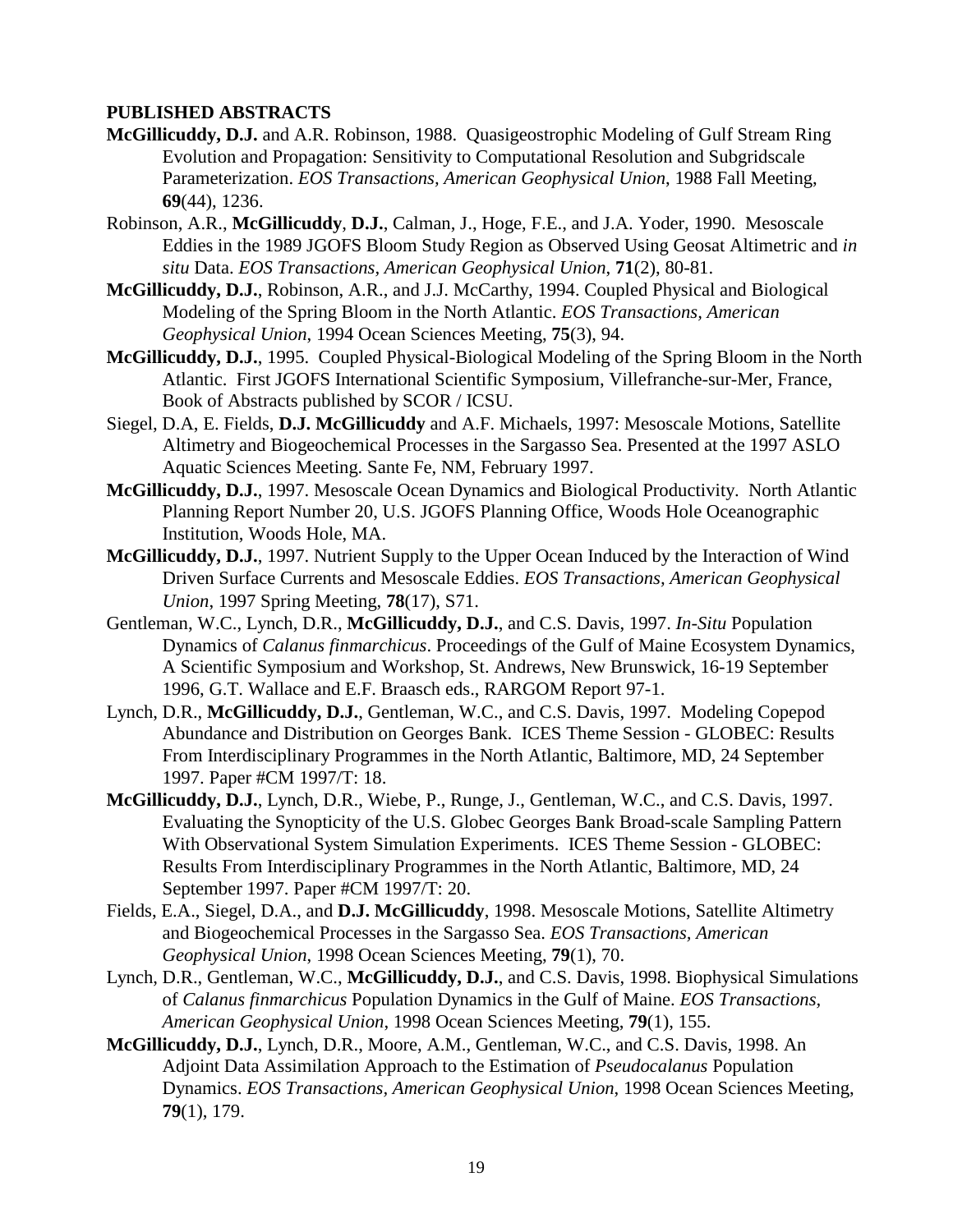**PUBLISHED ABSTRACTS**

**McGillicuddy, D.J.** and A.R. Robinson, 1988. Quasigeostrophic Modeling of Gulf Stream Ring Evolution and Propagation: Sensitivity to Computational Resolution and Subgridscale Parameterization. *EOS Transactions, American Geophysical Union*, 1988 Fall Meeting, **69**(44), 1236.

Robinson, A.R., **McGillicuddy**, **D.J.**, Calman, J., Hoge, F.E., and J.A. Yoder, 1990. Mesoscale Eddies in the 1989 JGOFS Bloom Study Region as Observed Using Geosat Altimetric and *in situ* Data. *EOS Transactions, American Geophysical Union*, **71**(2), 80-81.

**McGillicuddy, D.J.**, Robinson, A.R., and J.J. McCarthy, 1994. Coupled Physical and Biological Modeling of the Spring Bloom in the North Atlantic. *EOS Transactions, American Geophysical Union*, 1994 Ocean Sciences Meeting, **75**(3), 94.

**McGillicuddy, D.J.**, 1995. Coupled Physical-Biological Modeling of the Spring Bloom in the North Atlantic. First JGOFS International Scientific Symposium, Villefranche-sur-Mer, France, Book of Abstracts published by SCOR / ICSU.

Siegel, D.A, E. Fields, **D.J. McGillicuddy** and A.F. Michaels, 1997: Mesoscale Motions, Satellite Altimetry and Biogeochemical Processes in the Sargasso Sea. Presented at the 1997 ASLO Aquatic Sciences Meeting. Sante Fe, NM, February 1997.

**McGillicuddy, D.J.**, 1997. Mesoscale Ocean Dynamics and Biological Productivity. North Atlantic Planning Report Number 20, U.S. JGOFS Planning Office, Woods Hole Oceanographic Institution, Woods Hole, MA.

**McGillicuddy, D.J.**, 1997. Nutrient Supply to the Upper Ocean Induced by the Interaction of Wind Driven Surface Currents and Mesoscale Eddies. *EOS Transactions, American Geophysical Union*, 1997 Spring Meeting, **78**(17), S71.

Gentleman, W.C., Lynch, D.R., **McGillicuddy, D.J.**, and C.S. Davis, 1997. *In-Situ* Population Dynamics of *Calanus finmarchicus*. Proceedings of the Gulf of Maine Ecosystem Dynamics, A Scientific Symposium and Workshop, St. Andrews, New Brunswick, 16-19 September 1996, G.T. Wallace and E.F. Braasch eds., RARGOM Report 97-1.

Lynch, D.R., **McGillicuddy, D.J.**, Gentleman, W.C., and C.S. Davis, 1997. Modeling Copepod Abundance and Distribution on Georges Bank. ICES Theme Session - GLOBEC: Results From Interdisciplinary Programmes in the North Atlantic, Baltimore, MD, 24 September 1997. Paper #CM 1997/T: 18.

**McGillicuddy, D.J.**, Lynch, D.R., Wiebe, P., Runge, J., Gentleman, W.C., and C.S. Davis, 1997. Evaluating the Synopticity of the U.S. Globec Georges Bank Broad-scale Sampling Pattern With Observational System Simulation Experiments. ICES Theme Session - GLOBEC: Results From Interdisciplinary Programmes in the North Atlantic, Baltimore, MD, 24 September 1997. Paper #CM 1997/T: 20.

Fields, E.A., Siegel, D.A., and **D.J. McGillicuddy**, 1998. Mesoscale Motions, Satellite Altimetry and Biogeochemical Processes in the Sargasso Sea. *EOS Transactions, American Geophysical Union*, 1998 Ocean Sciences Meeting, **79**(1), 70.

Lynch, D.R., Gentleman, W.C., **McGillicuddy, D.J.**, and C.S. Davis, 1998. Biophysical Simulations of *Calanus finmarchicus* Population Dynamics in the Gulf of Maine. *EOS Transactions, American Geophysical Union*, 1998 Ocean Sciences Meeting, **79**(1), 155.

**McGillicuddy, D.J.**, Lynch, D.R., Moore, A.M., Gentleman, W.C., and C.S. Davis, 1998. An Adjoint Data Assimilation Approach to the Estimation of *Pseudocalanus* Population Dynamics. *EOS Transactions, American Geophysical Union*, 1998 Ocean Sciences Meeting, **79**(1), 179.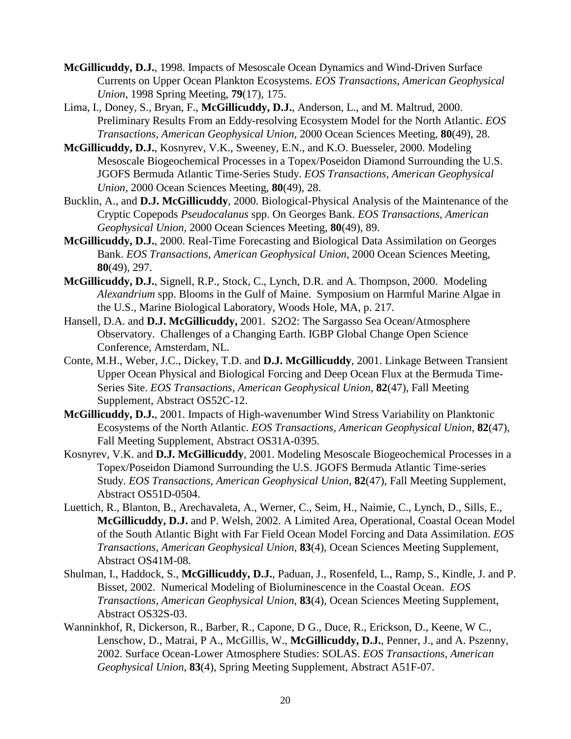**McGillicuddy, D.J.**, 1998. Impacts of Mesoscale Ocean Dynamics and Wind-Driven Surface Currents on Upper Ocean Plankton Ecosystems. *EOS Transactions, American Geophysical Union*, 1998 Spring Meeting, **79**(17), 175.

Lima, I., Doney, S., Bryan, F., **McGillicuddy, D.J.**, Anderson, L., and M. Maltrud, 2000. Preliminary Results From an Eddy-resolving Ecosystem Model for the North Atlantic. *EOS Transactions, American Geophysical Union*, 2000 Ocean Sciences Meeting, **80**(49), 28.

**McGillicuddy, D.J.**, Kosnyrev, V.K., Sweeney, E.N., and K.O. Buesseler, 2000. Modeling Mesoscale Biogeochemical Processes in a Topex/Poseidon Diamond Surrounding the U.S. JGOFS Bermuda Atlantic Time-Series Study. *EOS Transactions, American Geophysical Union*, 2000 Ocean Sciences Meeting, **80**(49), 28.

Bucklin, A., and **D.J. McGillicuddy**, 2000. Biological-Physical Analysis of the Maintenance of the Cryptic Copepods *Pseudocalanus* spp. On Georges Bank. *EOS Transactions, American Geophysical Union*, 2000 Ocean Sciences Meeting, **80**(49), 89.

**McGillicuddy, D.J.**, 2000. Real-Time Forecasting and Biological Data Assimilation on Georges Bank. *EOS Transactions, American Geophysical Union,* 2000 Ocean Sciences Meeting, **80**(49), 297.

**McGillicuddy, D.J.**, Signell, R.P., Stock, C., Lynch, D.R. and A. Thompson, 2000. Modeling *Alexandrium* spp. Blooms in the Gulf of Maine. Symposium on Harmful Marine Algae in the U.S., Marine Biological Laboratory, Woods Hole, MA, p. 217.

Hansell, D.A. and **D.J. McGillicuddy,** 2001. S2O2: The Sargasso Sea Ocean/Atmosphere Observatory. Challenges of a Changing Earth. IGBP Global Change Open Science Conference, Amsterdam, NL.

Conte, M.H., Weber, J.C., Dickey, T.D. and **D.J. McGillicuddy**, 2001. Linkage Between Transient Upper Ocean Physical and Biological Forcing and Deep Ocean Flux at the Bermuda Time-Series Site. *EOS Transactions, American Geophysical Union*, **82**(47), Fall Meeting Supplement, Abstract OS52C-12.

**McGillicuddy, D.J.**, 2001. Impacts of High-wavenumber Wind Stress Variability on Planktonic Ecosystems of the North Atlantic. *EOS Transactions, American Geophysical Union*, **82**(47), Fall Meeting Supplement, Abstract OS31A-0395.

Kosnyrev, V.K. and **D.J. McGillicuddy**, 2001. Modeling Mesoscale Biogeochemical Processes in a Topex/Poseidon Diamond Surrounding the U.S. JGOFS Bermuda Atlantic Time-series Study. *EOS Transactions, American Geophysical Union*, **82**(47), Fall Meeting Supplement, Abstract OS51D-0504.

Luettich, R., Blanton, B., Arechavaleta, A., Werner, C., Seim, H., Naimie, C., Lynch, D., Sills, E., **McGillicuddy, D.J.** and P. Welsh, 2002. A Limited Area, Operational, Coastal Ocean Model of the South Atlantic Bight with Far Field Ocean Model Forcing and Data Assimilation. *EOS Transactions, American Geophysical Union*, **83**(4), Ocean Sciences Meeting Supplement, Abstract OS41M-08.

Shulman, I., Haddock, S., **McGillicuddy, D.J.**, Paduan, J., Rosenfeld, L., Ramp, S., Kindle, J. and P. Bisset, 2002. Numerical Modeling of Bioluminescence in the Coastal Ocean. *EOS Transactions, American Geophysical Union*, **83**(4), Ocean Sciences Meeting Supplement, Abstract OS32S-03.

Wanninkhof, R, Dickerson, R., Barber, R., Capone, D G., Duce, R., Erickson, D., Keene, W C., Lenschow, D., Matrai, P A., McGillis, W., **McGillicuddy, D.J.**, Penner, J., and A. Pszenny, 2002. Surface Ocean-Lower Atmosphere Studies: SOLAS. *EOS Transactions, American Geophysical Union*, **83**(4), Spring Meeting Supplement, Abstract A51F-07.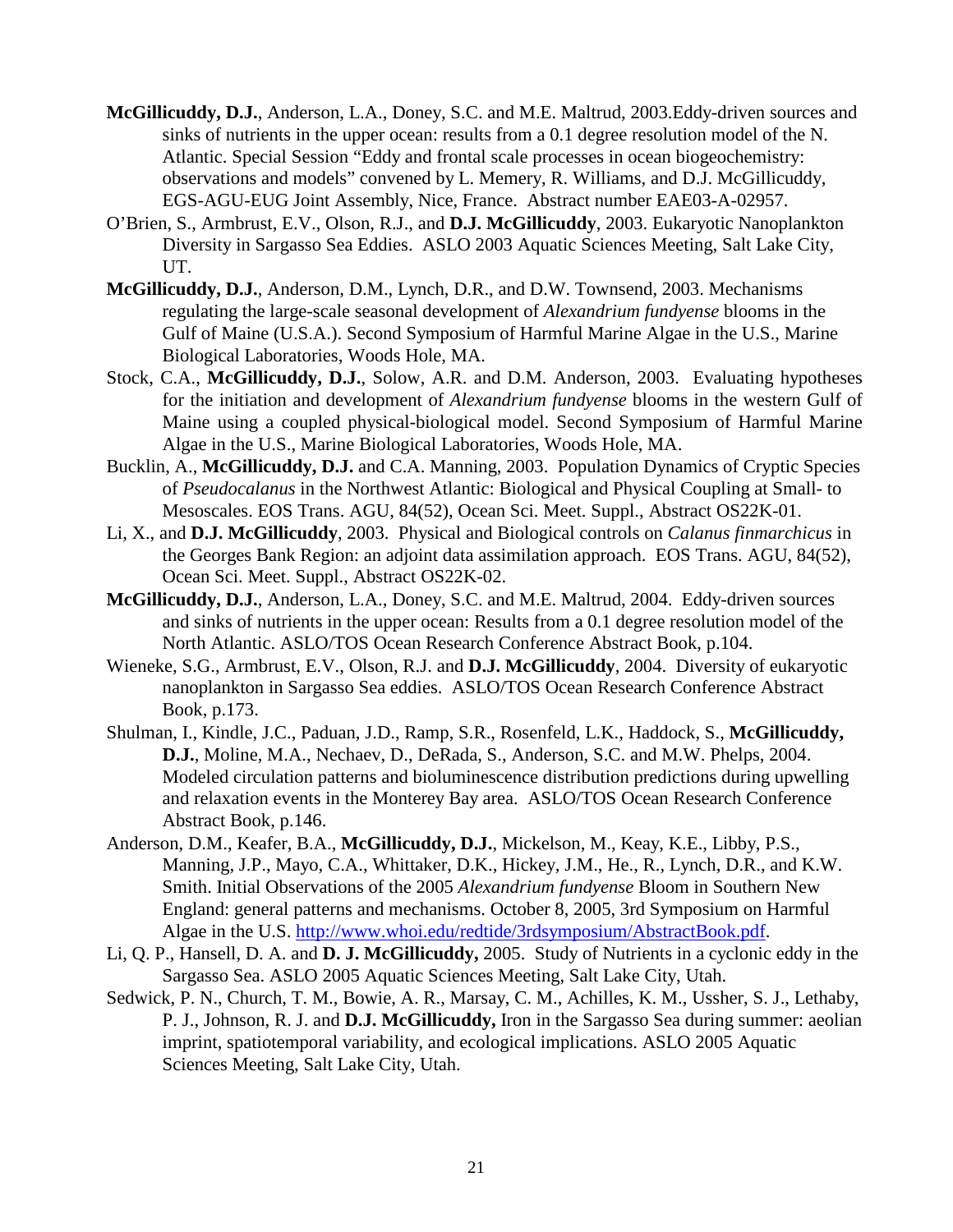**McGillicuddy, D.J.**, Anderson, L.A., Doney, S.C. and M.E. Maltrud, 2003.Eddy-driven sources and sinks of nutrients in the upper ocean: results from a 0.1 degree resolution model of the N. Atlantic. Special Session "Eddy and frontal scale processes in ocean biogeochemistry: observations and models" convened by L. Memery, R. Williams, and D.J. McGillicuddy, EGS-AGU-EUG Joint Assembly, Nice, France. Abstract number EAE03-A-02957.

O'Brien, S., Armbrust, E.V., Olson, R.J., and **D.J. McGillicuddy**, 2003. Eukaryotic Nanoplankton Diversity in Sargasso Sea Eddies. ASLO 2003 Aquatic Sciences Meeting, Salt Lake City, UT.

**McGillicuddy, D.J.**, Anderson, D.M., Lynch, D.R., and D.W. Townsend, 2003. Mechanisms regulating the large-scale seasonal development of *Alexandrium fundyense* blooms in the Gulf of Maine (U.S.A.). Second Symposium of Harmful Marine Algae in the U.S., Marine Biological Laboratories, Woods Hole, MA.

Stock, C.A., **McGillicuddy, D.J.**, Solow, A.R. and D.M. Anderson, 2003. Evaluating hypotheses for the initiation and development of *Alexandrium fundyense* blooms in the western Gulf of Maine using a coupled physical-biological model. Second Symposium of Harmful Marine Algae in the U.S., Marine Biological Laboratories, Woods Hole, MA.

Bucklin, A., **McGillicuddy, D.J.** and C.A. Manning, 2003. Population Dynamics of Cryptic Species of *Pseudocalanus* in the Northwest Atlantic: Biological and Physical Coupling at Small- to Mesoscales. EOS Trans. AGU, 84(52), Ocean Sci. Meet. Suppl., Abstract OS22K-01.

Li, X., and **D.J. McGillicuddy**, 2003. Physical and Biological controls on *Calanus finmarchicus* in the Georges Bank Region: an adjoint data assimilation approach. EOS Trans. AGU, 84(52), Ocean Sci. Meet. Suppl., Abstract OS22K-02.

**McGillicuddy, D.J.**, Anderson, L.A., Doney, S.C. and M.E. Maltrud, 2004. Eddy-driven sources and sinks of nutrients in the upper ocean: Results from a 0.1 degree resolution model of the North Atlantic. ASLO/TOS Ocean Research Conference Abstract Book, p.104.

Wieneke, S.G., Armbrust, E.V., Olson, R.J. and **D.J. McGillicuddy**, 2004. Diversity of eukaryotic nanoplankton in Sargasso Sea eddies. ASLO/TOS Ocean Research Conference Abstract Book, p.173.

Shulman, I., Kindle, J.C., Paduan, J.D., Ramp, S.R., Rosenfeld, L.K., Haddock, S., **McGillicuddy, D.J.**, Moline, M.A., Nechaev, D., DeRada, S., Anderson, S.C. and M.W. Phelps, 2004. Modeled circulation patterns and bioluminescence distribution predictions during upwelling and relaxation events in the Monterey Bay area. ASLO/TOS Ocean Research Conference Abstract Book, p.146.

Anderson, D.M., Keafer, B.A., **McGillicuddy, D.J.**, Mickelson, M., Keay, K.E., Libby, P.S., Manning, J.P., Mayo, C.A., Whittaker, D.K., Hickey, J.M., He., R., Lynch, D.R., and K.W. Smith. Initial Observations of the 2005 *Alexandrium fundyense* Bloom in Southern New England: general patterns and mechanisms. October 8, 2005, 3rd Symposium on Harmful Algae in the U.S. http://www.whoi.edu/redtide/3rdsymposium/AbstractBook.pdf.

Li, Q. P., Hansell, D. A. and **D. J. McGillicuddy,** 2005. Study of Nutrients in a cyclonic eddy in the Sargasso Sea. ASLO 2005 Aquatic Sciences Meeting, Salt Lake City, Utah.

Sedwick, P. N., Church, T. M., Bowie, A. R., Marsay, C. M., Achilles, K. M., Ussher, S. J., Lethaby, P. J., Johnson, R. J. and **D.J. McGillicuddy,** Iron in the Sargasso Sea during summer: aeolian imprint, spatiotemporal variability, and ecological implications. ASLO 2005 Aquatic Sciences Meeting, Salt Lake City, Utah.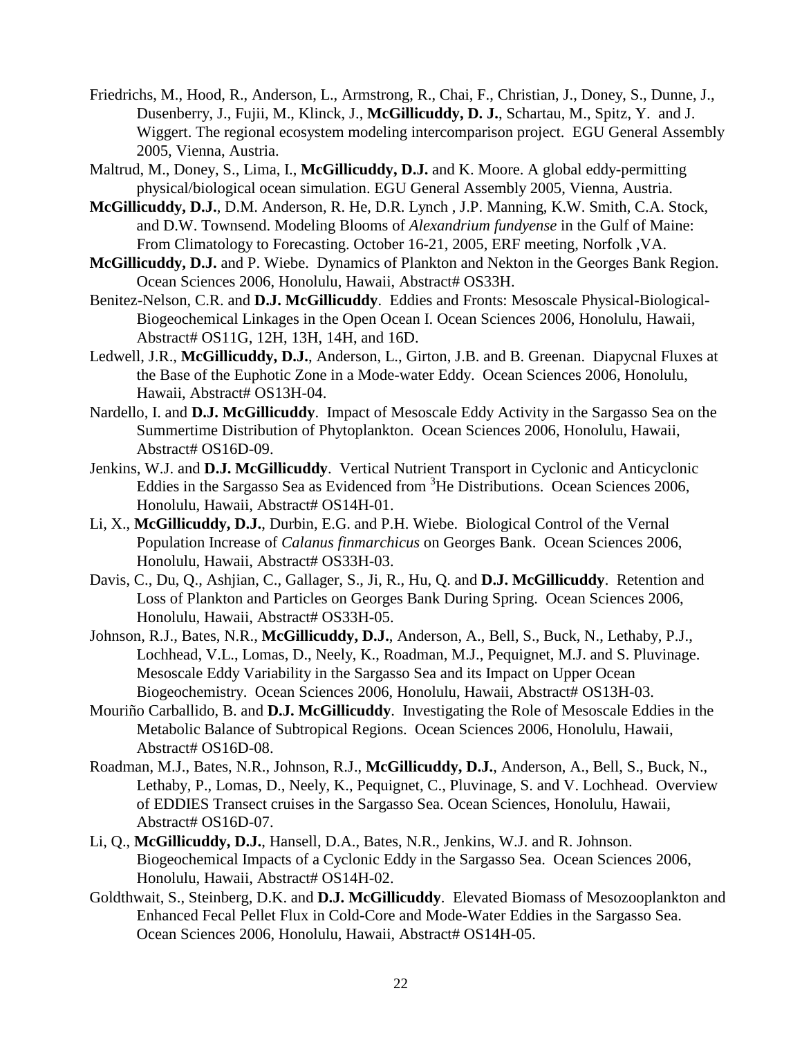Friedrichs, M., Hood, R., Anderson, L., Armstrong, R., Chai, F., Christian, J., Doney, S., Dunne, J., Dusenberry, J., Fujii, M., Klinck, J., **McGillicuddy, D. J.**, Schartau, M., Spitz, Y. and J. Wiggert. The regional ecosystem modeling intercomparison project. EGU General Assembly 2005, Vienna, Austria.

Maltrud, M., Doney, S., Lima, I., **McGillicuddy, D.J.** and K. Moore. A global eddy-permitting physical/biological ocean simulation. EGU General Assembly 2005, Vienna, Austria.

**McGillicuddy, D.J.**, D.M. Anderson, R. He, D.R. Lynch , J.P. Manning, K.W. Smith, C.A. Stock, and D.W. Townsend. Modeling Blooms of *Alexandrium fundyense* in the Gulf of Maine: From Climatology to Forecasting. October 16-21, 2005, ERF meeting, Norfolk ,VA.

**McGillicuddy, D.J.** and P. Wiebe. Dynamics of Plankton and Nekton in the Georges Bank Region. Ocean Sciences 2006, Honolulu, Hawaii, Abstract# OS33H.

Benitez-Nelson, C.R. and **D.J. McGillicuddy**. Eddies and Fronts: Mesoscale Physical-Biological-Biogeochemical Linkages in the Open Ocean I. Ocean Sciences 2006, Honolulu, Hawaii, Abstract# OS11G, 12H, 13H, 14H, and 16D.

Ledwell, J.R., **McGillicuddy, D.J.**, Anderson, L., Girton, J.B. and B. Greenan. Diapycnal Fluxes at the Base of the Euphotic Zone in a Mode-water Eddy. Ocean Sciences 2006, Honolulu, Hawaii, Abstract# OS13H-04.

Nardello, I. and **D.J. McGillicuddy**. Impact of Mesoscale Eddy Activity in the Sargasso Sea on the Summertime Distribution of Phytoplankton. Ocean Sciences 2006, Honolulu, Hawaii, Abstract# OS16D-09.

Jenkins, W.J. and **D.J. McGillicuddy**. Vertical Nutrient Transport in Cyclonic and Anticyclonic Eddies in the Sargasso Sea as Evidenced from $^{3}$He Distributions. Ocean Sciences 2006, Honolulu, Hawaii, Abstract# OS14H-01.

Li, X., **McGillicuddy, D.J.**, Durbin, E.G. and P.H. Wiebe. Biological Control of the Vernal Population Increase of *Calanus finmarchicus* on Georges Bank. Ocean Sciences 2006, Honolulu, Hawaii, Abstract# OS33H-03.

Davis, C., Du, Q., Ashjian, C., Gallager, S., Ji, R., Hu, Q. and **D.J. McGillicuddy**. Retention and Loss of Plankton and Particles on Georges Bank During Spring. Ocean Sciences 2006, Honolulu, Hawaii, Abstract# OS33H-05.

Johnson, R.J., Bates, N.R., **McGillicuddy, D.J.**, Anderson, A., Bell, S., Buck, N., Lethaby, P.J., Lochhead, V.L., Lomas, D., Neely, K., Roadman, M.J., Pequignet, M.J. and S. Pluvinage. Mesoscale Eddy Variability in the Sargasso Sea and its Impact on Upper Ocean Biogeochemistry. Ocean Sciences 2006, Honolulu, Hawaii, Abstract# OS13H-03.

Mouriño Carballido, B. and **D.J. McGillicuddy**. Investigating the Role of Mesoscale Eddies in the Metabolic Balance of Subtropical Regions. Ocean Sciences 2006, Honolulu, Hawaii, Abstract# OS16D-08.

Roadman, M.J., Bates, N.R., Johnson, R.J., **McGillicuddy, D.J.**, Anderson, A., Bell, S., Buck, N., Lethaby, P., Lomas, D., Neely, K., Pequignet, C., Pluvinage, S. and V. Lochhead. Overview of EDDIES Transect cruises in the Sargasso Sea. Ocean Sciences, Honolulu, Hawaii, Abstract# OS16D-07.

Li, Q., **McGillicuddy, D.J.**, Hansell, D.A., Bates, N.R., Jenkins, W.J. and R. Johnson. Biogeochemical Impacts of a Cyclonic Eddy in the Sargasso Sea. Ocean Sciences 2006, Honolulu, Hawaii, Abstract# OS14H-02.

Goldthwait, S., Steinberg, D.K. and **D.J. McGillicuddy**. Elevated Biomass of Mesozooplankton and Enhanced Fecal Pellet Flux in Cold-Core and Mode-Water Eddies in the Sargasso Sea. Ocean Sciences 2006, Honolulu, Hawaii, Abstract# OS14H-05.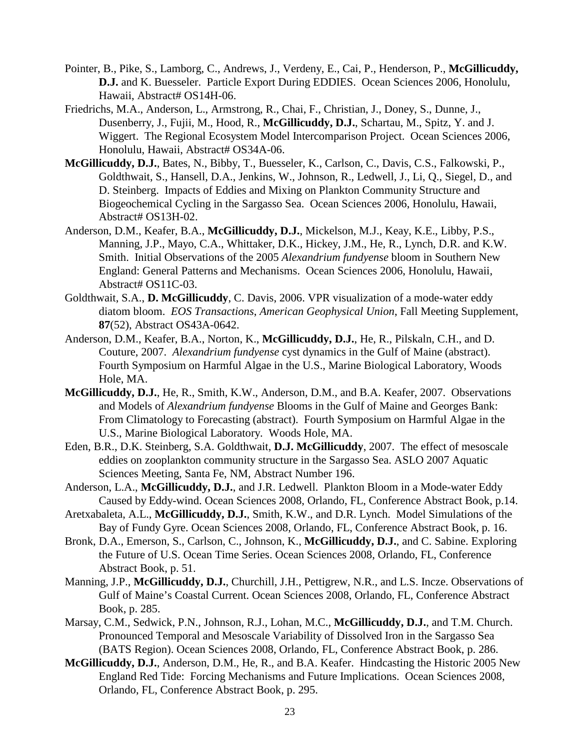Pointer, B., Pike, S., Lamborg, C., Andrews, J., Verdeny, E., Cai, P., Henderson, P., **McGillicuddy, D.J.** and K. Buesseler. Particle Export During EDDIES. Ocean Sciences 2006, Honolulu, Hawaii, Abstract# OS14H-06.

Friedrichs, M.A., Anderson, L., Armstrong, R., Chai, F., Christian, J., Doney, S., Dunne, J., Dusenberry, J., Fujii, M., Hood, R., **McGillicuddy, D.J.**, Schartau, M., Spitz, Y. and J. Wiggert. The Regional Ecosystem Model Intercomparison Project. Ocean Sciences 2006, Honolulu, Hawaii, Abstract# OS34A-06.

**McGillicuddy, D.J.**, Bates, N., Bibby, T., Buesseler, K., Carlson, C., Davis, C.S., Falkowski, P., Goldthwait, S., Hansell, D.A., Jenkins, W., Johnson, R., Ledwell, J., Li, Q., Siegel, D., and D. Steinberg. Impacts of Eddies and Mixing on Plankton Community Structure and Biogeochemical Cycling in the Sargasso Sea. Ocean Sciences 2006, Honolulu, Hawaii, Abstract# OS13H-02.

Anderson, D.M., Keafer, B.A., **McGillicuddy, D.J.**, Mickelson, M.J., Keay, K.E., Libby, P.S., Manning, J.P., Mayo, C.A., Whittaker, D.K., Hickey, J.M., He, R., Lynch, D.R. and K.W. Smith. Initial Observations of the 2005 *Alexandrium fundyense* bloom in Southern New England: General Patterns and Mechanisms. Ocean Sciences 2006, Honolulu, Hawaii, Abstract# OS11C-03.

Goldthwait, S.A., **D. McGillicuddy**, C. Davis, 2006. VPR visualization of a mode-water eddy diatom bloom. *EOS Transactions, American Geophysical Union*, Fall Meeting Supplement, **87**(52), Abstract OS43A-0642.

Anderson, D.M., Keafer, B.A., Norton, K., **McGillicuddy, D.J.**, He, R., Pilskaln, C.H., and D. Couture, 2007. *Alexandrium fundyense* cyst dynamics in the Gulf of Maine (abstract). Fourth Symposium on Harmful Algae in the U.S., Marine Biological Laboratory, Woods Hole, MA.

**McGillicuddy, D.J.**, He, R., Smith, K.W., Anderson, D.M., and B.A. Keafer, 2007. Observations and Models of *Alexandrium fundyense* Blooms in the Gulf of Maine and Georges Bank: From Climatology to Forecasting (abstract). Fourth Symposium on Harmful Algae in the U.S., Marine Biological Laboratory. Woods Hole, MA.

Eden, B.R., D.K. Steinberg, S.A. Goldthwait, **D.J. McGillicuddy**, 2007. The effect of mesoscale eddies on zooplankton community structure in the Sargasso Sea. ASLO 2007 Aquatic Sciences Meeting, Santa Fe, NM, Abstract Number 196.

Anderson, L.A., **McGillicuddy, D.J.**, and J.R. Ledwell. Plankton Bloom in a Mode-water Eddy Caused by Eddy-wind. Ocean Sciences 2008, Orlando, FL, Conference Abstract Book, p.14.

Aretxabaleta, A.L., **McGillicuddy, D.J.**, Smith, K.W., and D.R. Lynch. Model Simulations of the Bay of Fundy Gyre. Ocean Sciences 2008, Orlando, FL, Conference Abstract Book, p. 16.

Bronk, D.A., Emerson, S., Carlson, C., Johnson, K., **McGillicuddy, D.J.**, and C. Sabine. Exploring the Future of U.S. Ocean Time Series. Ocean Sciences 2008, Orlando, FL, Conference Abstract Book, p. 51.

Manning, J.P., **McGillicuddy, D.J.**, Churchill, J.H., Pettigrew, N.R., and L.S. Incze. Observations of Gulf of Maine's Coastal Current. Ocean Sciences 2008, Orlando, FL, Conference Abstract Book, p. 285.

Marsay, C.M., Sedwick, P.N., Johnson, R.J., Lohan, M.C., **McGillicuddy, D.J.**, and T.M. Church. Pronounced Temporal and Mesoscale Variability of Dissolved Iron in the Sargasso Sea (BATS Region). Ocean Sciences 2008, Orlando, FL, Conference Abstract Book, p. 286.

**McGillicuddy, D.J.**, Anderson, D.M., He, R., and B.A. Keafer. Hindcasting the Historic 2005 New England Red Tide: Forcing Mechanisms and Future Implications. Ocean Sciences 2008, Orlando, FL, Conference Abstract Book, p. 295.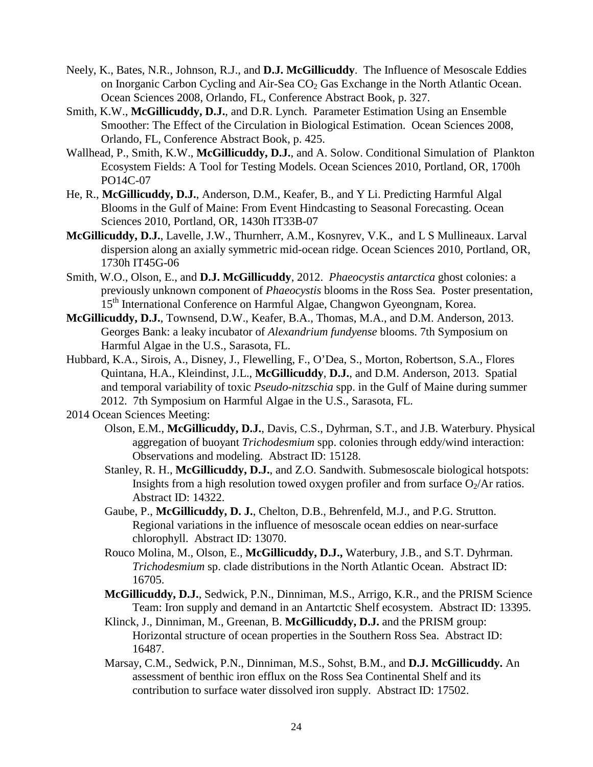Neely, K., Bates, N.R., Johnson, R.J., and **D.J. McGillicuddy**. The Influence of Mesoscale Eddies on Inorganic Carbon Cycling and Air-Sea $CO_2$ Gas Exchange in the North Atlantic Ocean. Ocean Sciences 2008, Orlando, FL, Conference Abstract Book, p. 327.

Smith, K.W., **McGillicuddy, D.J.**, and D.R. Lynch. Parameter Estimation Using an Ensemble Smoother: The Effect of the Circulation in Biological Estimation. Ocean Sciences 2008, Orlando, FL, Conference Abstract Book, p. 425.

Wallhead, P., Smith, K.W., **McGillicuddy, D.J.**, and A. Solow. Conditional Simulation of Plankton Ecosystem Fields: A Tool for Testing Models. Ocean Sciences 2010, Portland, OR, 1700h PO14C-07

He, R., **McGillicuddy, D.J.**, Anderson, D.M., Keafer, B., and Y Li. Predicting Harmful Algal Blooms in the Gulf of Maine: From Event Hindcasting to Seasonal Forecasting. Ocean Sciences 2010, Portland, OR, 1430h IT33B-07

**McGillicuddy, D.J.**, Lavelle, J.W., Thurnherr, A.M., Kosnyrev, V.K., and L S Mullineaux. Larval dispersion along an axially symmetric mid-ocean ridge. Ocean Sciences 2010, Portland, OR, 1730h IT45G-06

Smith, W.O., Olson, E., and **D.J. McGillicuddy**, 2012. *Phaeocystis antarctica* ghost colonies: a previously unknown component of *Phaeocystis* blooms in the Ross Sea. Poster presentation, 15th International Conference on Harmful Algae, Changwon Gyeongnam, Korea.

**McGillicuddy, D.J.**, Townsend, D.W., Keafer, B.A., Thomas, M.A., and D.M. Anderson, 2013. Georges Bank: a leaky incubator of *Alexandrium fundyense* blooms. 7th Symposium on Harmful Algae in the U.S., Sarasota, FL.

Hubbard, K.A., Sirois, A., Disney, J., Flewelling, F., O'Dea, S., Morton, Robertson, S.A., Flores Quintana, H.A., Kleindinst, J.L., **McGillicuddy**, **D.J.**, and D.M. Anderson, 2013. Spatial and temporal variability of toxic *Pseudo-nitzschia* spp. in the Gulf of Maine during summer 2012. 7th Symposium on Harmful Algae in the U.S., Sarasota, FL.

2014 Ocean Sciences Meeting:

- Olson, E.M., **McGillicuddy, D.J.**, Davis, C.S., Dyhrman, S.T., and J.B. Waterbury. Physical aggregation of buoyant *Trichodesmium* spp. colonies through eddy/wind interaction: Observations and modeling. Abstract ID: 15128.
- Stanley, R. H., **McGillicuddy, D.J.**, and Z.O. Sandwith. Submesoscale biological hotspots: Insights from a high resolution towed oxygen profiler and from surface $O_2$/Ar ratios. Abstract ID: 14322.
- Gaube, P., **McGillicuddy, D. J.**, Chelton, D.B., Behrenfeld, M.J., and P.G. Strutton. Regional variations in the influence of mesoscale ocean eddies on near-surface chlorophyll. Abstract ID: 13070.
- Rouco Molina, M., Olson, E., **McGillicuddy, D.J.,** Waterbury, J.B., and S.T. Dyhrman. *Trichodesmium* sp. clade distributions in the North Atlantic Ocean. Abstract ID: 16705.
- **McGillicuddy, D.J.**, Sedwick, P.N., Dinniman, M.S., Arrigo, K.R., and the PRISM Science Team: Iron supply and demand in an Antartctic Shelf ecosystem. Abstract ID: 13395.
- Klinck, J., Dinniman, M., Greenan, B. **McGillicuddy, D.J.** and the PRISM group: Horizontal structure of ocean properties in the Southern Ross Sea. Abstract ID: 16487.
- Marsay, C.M., Sedwick, P.N., Dinniman, M.S., Sohst, B.M., and **D.J. McGillicuddy.** An assessment of benthic iron efflux on the Ross Sea Continental Shelf and its contribution to surface water dissolved iron supply. Abstract ID: 17502.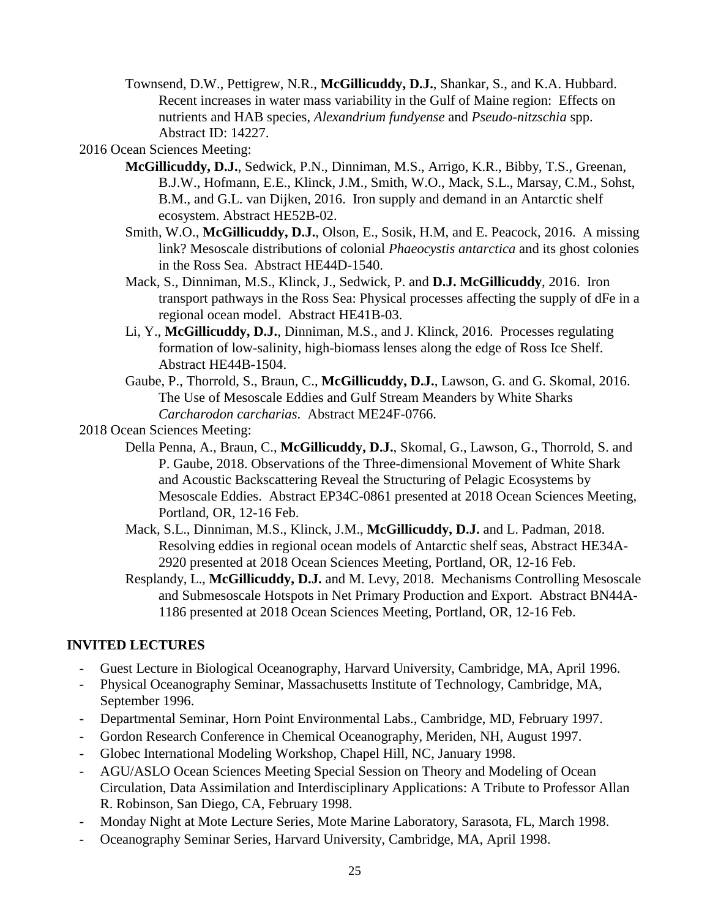Townsend, D.W., Pettigrew, N.R., **McGillicuddy, D.J.**, Shankar, S., and K.A. Hubbard. Recent increases in water mass variability in the Gulf of Maine region: Effects on nutrients and HAB species, *Alexandrium fundyense* and *Pseudo-nitzschia* spp. Abstract ID: 14227.

2016 Ocean Sciences Meeting:

**McGillicuddy, D.J.**, Sedwick, P.N., Dinniman, M.S., Arrigo, K.R., Bibby, T.S., Greenan, B.J.W., Hofmann, E.E., Klinck, J.M., Smith, W.O., Mack, S.L., Marsay, C.M., Sohst, B.M., and G.L. van Dijken, 2016. Iron supply and demand in an Antarctic shelf ecosystem. Abstract HE52B-02.

Smith, W.O., **McGillicuddy, D.J.**, Olson, E., Sosik, H.M, and E. Peacock, 2016. A missing link? Mesoscale distributions of colonial *Phaeocystis antarctica* and its ghost colonies in the Ross Sea. Abstract HE44D-1540.

Mack, S., Dinniman, M.S., Klinck, J., Sedwick, P. and **D.J. McGillicuddy**, 2016. Iron transport pathways in the Ross Sea: Physical processes affecting the supply of dFe in a regional ocean model. Abstract HE41B-03.

Li, Y., **McGillicuddy, D.J.**, Dinniman, M.S., and J. Klinck, 2016. Processes regulating formation of low-salinity, high-biomass lenses along the edge of Ross Ice Shelf. Abstract HE44B-1504.

Gaube, P., Thorrold, S., Braun, C., **McGillicuddy, D.J.**, Lawson, G. and G. Skomal, 2016. The Use of Mesoscale Eddies and Gulf Stream Meanders by White Sharks *Carcharodon carcharias*. Abstract ME24F-0766.

2018 Ocean Sciences Meeting:

Della Penna, A., Braun, C., **McGillicuddy, D.J.**, Skomal, G., Lawson, G., Thorrold, S. and P. Gaube, 2018. Observations of the Three-dimensional Movement of White Shark and Acoustic Backscattering Reveal the Structuring of Pelagic Ecosystems by Mesoscale Eddies. Abstract EP34C-0861 presented at 2018 Ocean Sciences Meeting, Portland, OR, 12-16 Feb.

Mack, S.L., Dinniman, M.S., Klinck, J.M., **McGillicuddy, D.J.** and L. Padman, 2018. Resolving eddies in regional ocean models of Antarctic shelf seas, Abstract HE34A-2920 presented at 2018 Ocean Sciences Meeting, Portland, OR, 12-16 Feb.

Resplandy, L., **McGillicuddy, D.J.** and M. Levy, 2018. Mechanisms Controlling Mesoscale and Submesoscale Hotspots in Net Primary Production and Export. Abstract BN44A-1186 presented at 2018 Ocean Sciences Meeting, Portland, OR, 12-16 Feb.

## INVITED LECTURES

- Guest Lecture in Biological Oceanography, Harvard University, Cambridge, MA, April 1996.
- Physical Oceanography Seminar, Massachusetts Institute of Technology, Cambridge, MA, September 1996.
- Departmental Seminar, Horn Point Environmental Labs., Cambridge, MD, February 1997.
- Gordon Research Conference in Chemical Oceanography, Meriden, NH, August 1997.
- Globec International Modeling Workshop, Chapel Hill, NC, January 1998.
- AGU/ASLO Ocean Sciences Meeting Special Session on Theory and Modeling of Ocean Circulation, Data Assimilation and Interdisciplinary Applications: A Tribute to Professor Allan R. Robinson, San Diego, CA, February 1998.
- Monday Night at Mote Lecture Series, Mote Marine Laboratory, Sarasota, FL, March 1998.
- Oceanography Seminar Series, Harvard University, Cambridge, MA, April 1998.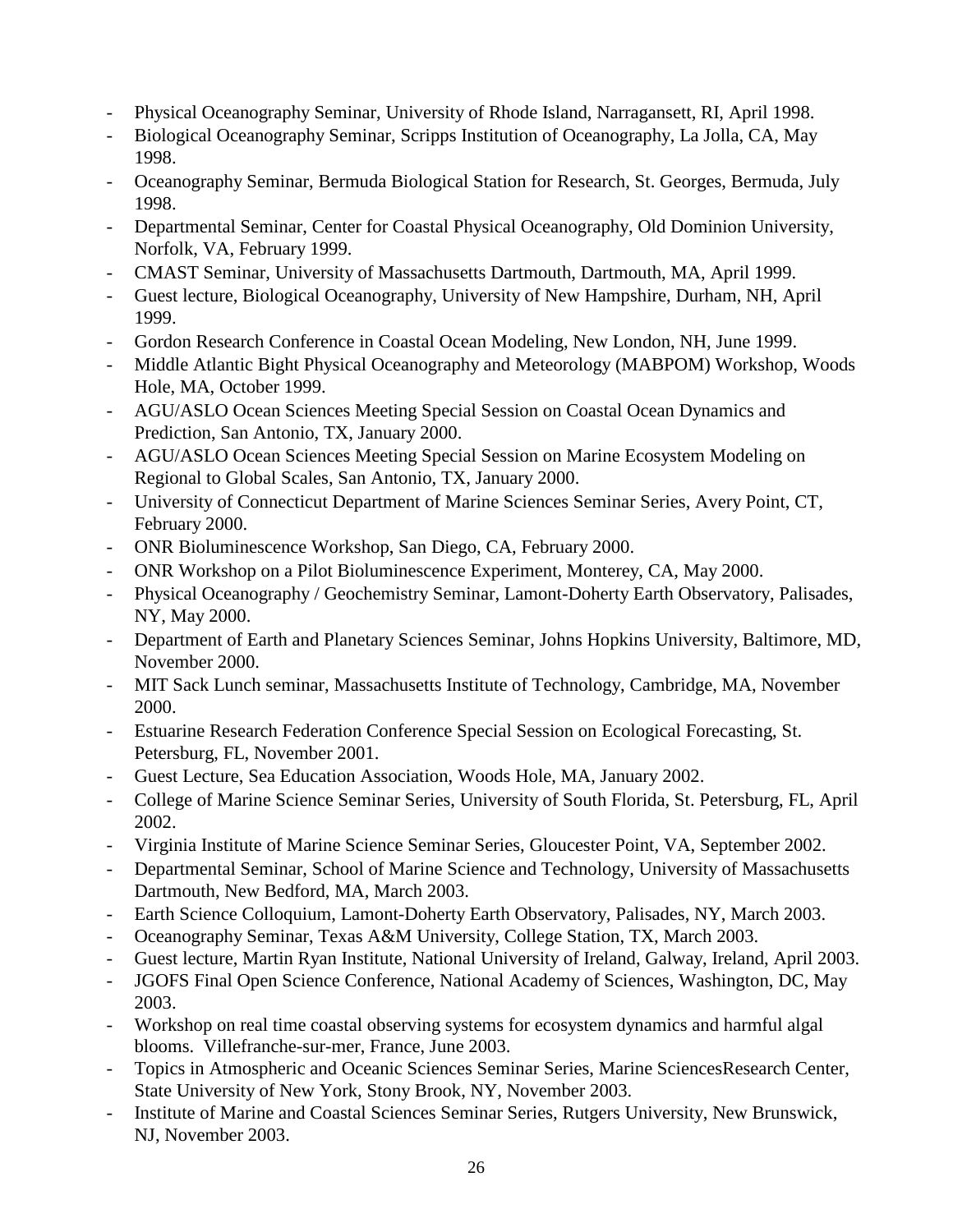- Physical Oceanography Seminar, University of Rhode Island, Narragansett, RI, April 1998.
- Biological Oceanography Seminar, Scripps Institution of Oceanography, La Jolla, CA, May 1998.
- Oceanography Seminar, Bermuda Biological Station for Research, St. Georges, Bermuda, July 1998.
- Departmental Seminar, Center for Coastal Physical Oceanography, Old Dominion University, Norfolk, VA, February 1999.
- CMAST Seminar, University of Massachusetts Dartmouth, Dartmouth, MA, April 1999.
- Guest lecture, Biological Oceanography, University of New Hampshire, Durham, NH, April 1999.
- Gordon Research Conference in Coastal Ocean Modeling, New London, NH, June 1999.
- Middle Atlantic Bight Physical Oceanography and Meteorology (MABPOM) Workshop, Woods Hole, MA, October 1999.
- AGU/ASLO Ocean Sciences Meeting Special Session on Coastal Ocean Dynamics and Prediction, San Antonio, TX, January 2000.
- AGU/ASLO Ocean Sciences Meeting Special Session on Marine Ecosystem Modeling on Regional to Global Scales, San Antonio, TX, January 2000.
- University of Connecticut Department of Marine Sciences Seminar Series, Avery Point, CT, February 2000.
- ONR Bioluminescence Workshop, San Diego, CA, February 2000.
- ONR Workshop on a Pilot Bioluminescence Experiment, Monterey, CA, May 2000.
- Physical Oceanography / Geochemistry Seminar, Lamont-Doherty Earth Observatory, Palisades, NY, May 2000.
- Department of Earth and Planetary Sciences Seminar, Johns Hopkins University, Baltimore, MD, November 2000.
- MIT Sack Lunch seminar, Massachusetts Institute of Technology, Cambridge, MA, November 2000.
- Estuarine Research Federation Conference Special Session on Ecological Forecasting, St. Petersburg, FL, November 2001.
- Guest Lecture, Sea Education Association, Woods Hole, MA, January 2002.
- College of Marine Science Seminar Series, University of South Florida, St. Petersburg, FL, April 2002.
- Virginia Institute of Marine Science Seminar Series, Gloucester Point, VA, September 2002.
- Departmental Seminar, School of Marine Science and Technology, University of Massachusetts Dartmouth, New Bedford, MA, March 2003.
- Earth Science Colloquium, Lamont-Doherty Earth Observatory, Palisades, NY, March 2003.
- Oceanography Seminar, Texas A&M University, College Station, TX, March 2003.
- Guest lecture, Martin Ryan Institute, National University of Ireland, Galway, Ireland, April 2003.
- JGOFS Final Open Science Conference, National Academy of Sciences, Washington, DC, May 2003.
- Workshop on real time coastal observing systems for ecosystem dynamics and harmful algal blooms. Villefranche-sur-mer, France, June 2003.
- Topics in Atmospheric and Oceanic Sciences Seminar Series, Marine SciencesResearch Center, State University of New York, Stony Brook, NY, November 2003.
- Institute of Marine and Coastal Sciences Seminar Series, Rutgers University, New Brunswick, NJ, November 2003.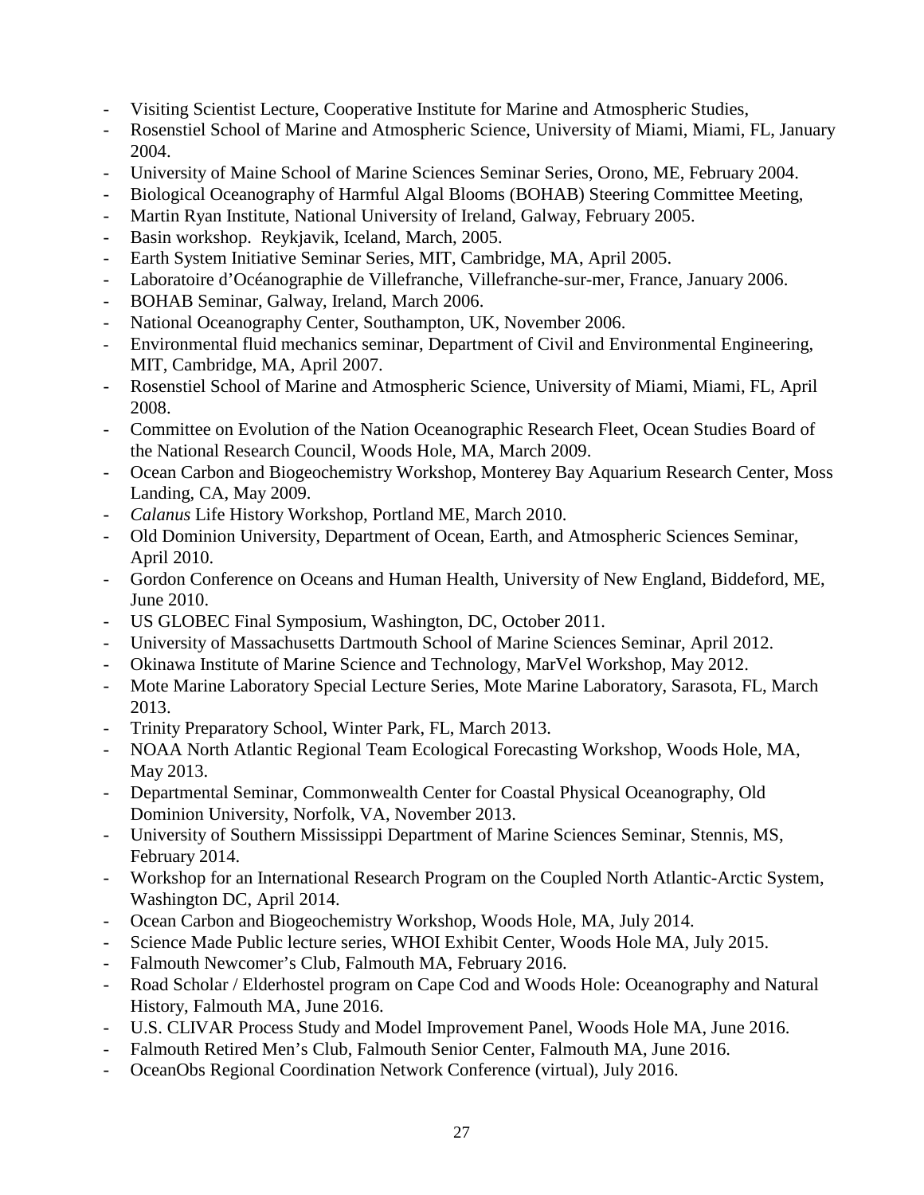- Visiting Scientist Lecture, Cooperative Institute for Marine and Atmospheric Studies,
- Rosenstiel School of Marine and Atmospheric Science, University of Miami, Miami, FL, January 2004.
- University of Maine School of Marine Sciences Seminar Series, Orono, ME, February 2004.
- Biological Oceanography of Harmful Algal Blooms (BOHAB) Steering Committee Meeting,
- Martin Ryan Institute, National University of Ireland, Galway, February 2005.
- Basin workshop. Reykjavik, Iceland, March, 2005.
- Earth System Initiative Seminar Series, MIT, Cambridge, MA, April 2005.
- Laboratoire d'Océanographie de Villefranche, Villefranche-sur-mer, France, January 2006.
- BOHAB Seminar, Galway, Ireland, March 2006.
- National Oceanography Center, Southampton, UK, November 2006.
- Environmental fluid mechanics seminar, Department of Civil and Environmental Engineering, MIT, Cambridge, MA, April 2007.
- Rosenstiel School of Marine and Atmospheric Science, University of Miami, Miami, FL, April 2008.
- Committee on Evolution of the Nation Oceanographic Research Fleet, Ocean Studies Board of the National Research Council, Woods Hole, MA, March 2009.
- Ocean Carbon and Biogeochemistry Workshop, Monterey Bay Aquarium Research Center, Moss Landing, CA, May 2009.
- *Calanus* Life History Workshop, Portland ME, March 2010.
- Old Dominion University, Department of Ocean, Earth, and Atmospheric Sciences Seminar, April 2010.
- Gordon Conference on Oceans and Human Health, University of New England, Biddeford, ME, June 2010.
- US GLOBEC Final Symposium, Washington, DC, October 2011.
- University of Massachusetts Dartmouth School of Marine Sciences Seminar, April 2012.
- Okinawa Institute of Marine Science and Technology, MarVel Workshop, May 2012.
- Mote Marine Laboratory Special Lecture Series, Mote Marine Laboratory, Sarasota, FL, March 2013.
- Trinity Preparatory School, Winter Park, FL, March 2013.
- NOAA North Atlantic Regional Team Ecological Forecasting Workshop, Woods Hole, MA, May 2013.
- Departmental Seminar, Commonwealth Center for Coastal Physical Oceanography, Old Dominion University, Norfolk, VA, November 2013.
- University of Southern Mississippi Department of Marine Sciences Seminar, Stennis, MS, February 2014.
- Workshop for an International Research Program on the Coupled North Atlantic-Arctic System, Washington DC, April 2014.
- Ocean Carbon and Biogeochemistry Workshop, Woods Hole, MA, July 2014.
- Science Made Public lecture series, WHOI Exhibit Center, Woods Hole MA, July 2015.
- Falmouth Newcomer's Club, Falmouth MA, February 2016.
- Road Scholar / Elderhostel program on Cape Cod and Woods Hole: Oceanography and Natural History, Falmouth MA, June 2016.
- U.S. CLIVAR Process Study and Model Improvement Panel, Woods Hole MA, June 2016.
- Falmouth Retired Men's Club, Falmouth Senior Center, Falmouth MA, June 2016.
- OceanObs Regional Coordination Network Conference (virtual), July 2016.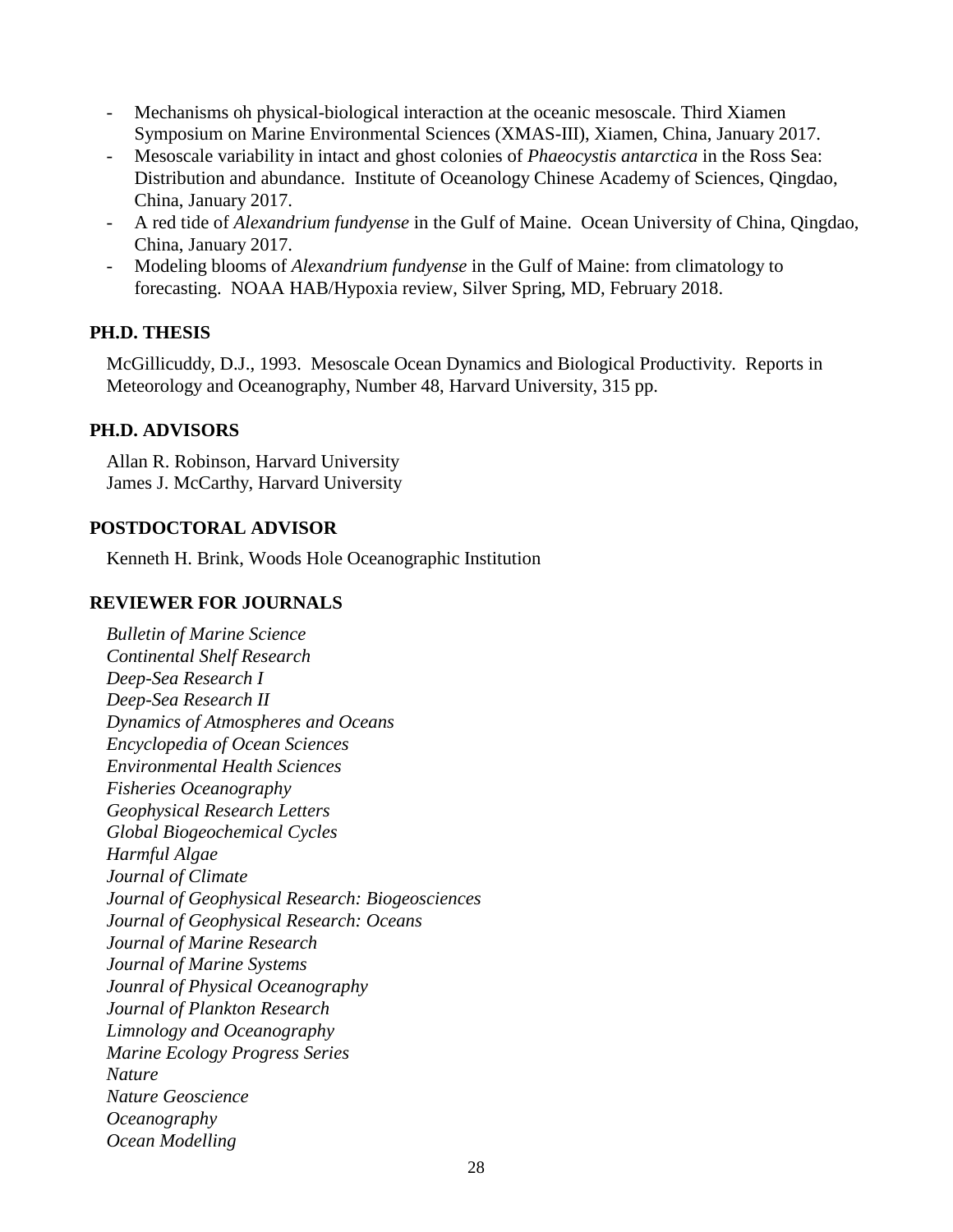- Mechanisms oh physical-biological interaction at the oceanic mesoscale. Third Xiamen Symposium on Marine Environmental Sciences (XMAS-III), Xiamen, China, January 2017.
- Mesoscale variability in intact and ghost colonies of *Phaeocystis antarctica* in the Ross Sea: Distribution and abundance. Institute of Oceanology Chinese Academy of Sciences, Qingdao, China, January 2017.
- A red tide of *Alexandrium fundyense* in the Gulf of Maine. Ocean University of China, Qingdao, China, January 2017.
- Modeling blooms of *Alexandrium fundyense* in the Gulf of Maine: from climatology to forecasting. NOAA HAB/Hypoxia review, Silver Spring, MD, February 2018.

## PH.D. THESIS

McGillicuddy, D.J., 1993. Mesoscale Ocean Dynamics and Biological Productivity. Reports in Meteorology and Oceanography, Number 48, Harvard University, 315 pp.

## PH.D. ADVISORS

Allan R. Robinson, Harvard University
James J. McCarthy, Harvard University

## POSTDOCTORAL ADVISOR

Kenneth H. Brink, Woods Hole Oceanographic Institution

## REVIEWER FOR JOURNALS

*Bulletin of Marine Science*
*Continental Shelf Research*
*Deep-Sea Research I*
*Deep-Sea Research II*
*Dynamics of Atmospheres and Oceans*
*Encyclopedia of Ocean Sciences*
*Environmental Health Sciences*
*Fisheries Oceanography*
*Geophysical Research Letters*
*Global Biogeochemical Cycles*
*Harmful Algae*
*Journal of Climate*
*Journal of Geophysical Research: Biogeosciences*
*Journal of Geophysical Research: Oceans*
*Journal of Marine Research*
*Journal of Marine Systems*
*Jounral of Physical Oceanography*
*Journal of Plankton Research*
*Limnology and Oceanography*
*Marine Ecology Progress Series*
*Nature*
*Nature Geoscience*
*Oceanography*
*Ocean Modelling*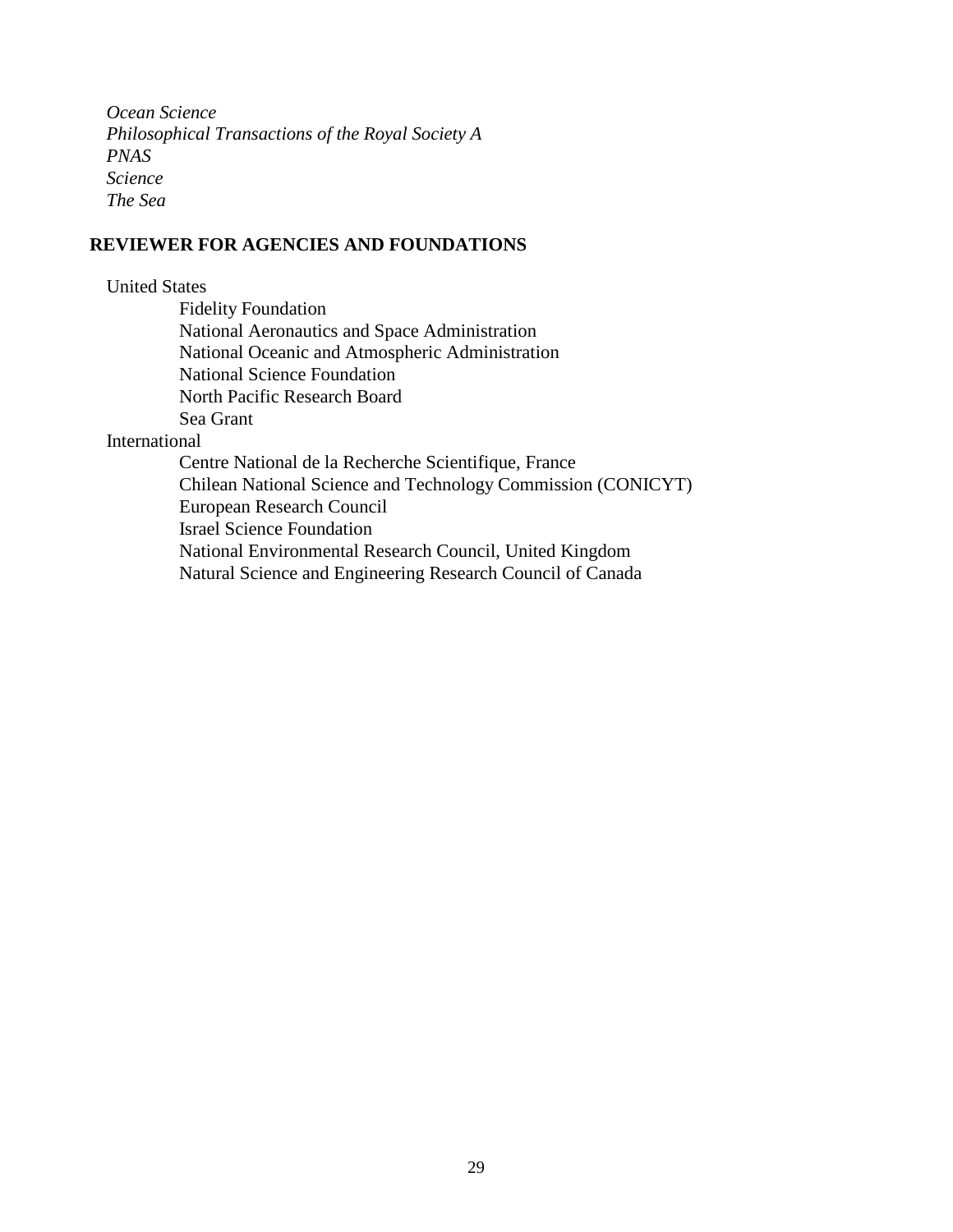*Ocean Science*
*Philosophical Transactions of the Royal Society A*
*PNAS*
*Science*
*The Sea*

## REVIEWER FOR AGENCIES AND FOUNDATIONS

United States

- Fidelity Foundation
- National Aeronautics and Space Administration
- National Oceanic and Atmospheric Administration
- National Science Foundation
- North Pacific Research Board
- Sea Grant

International

- Centre National de la Recherche Scientifique, France
- Chilean National Science and Technology Commission (CONICYT)
- European Research Council
- Israel Science Foundation
- National Environmental Research Council, United Kingdom
- Natural Science and Engineering Research Council of Canada